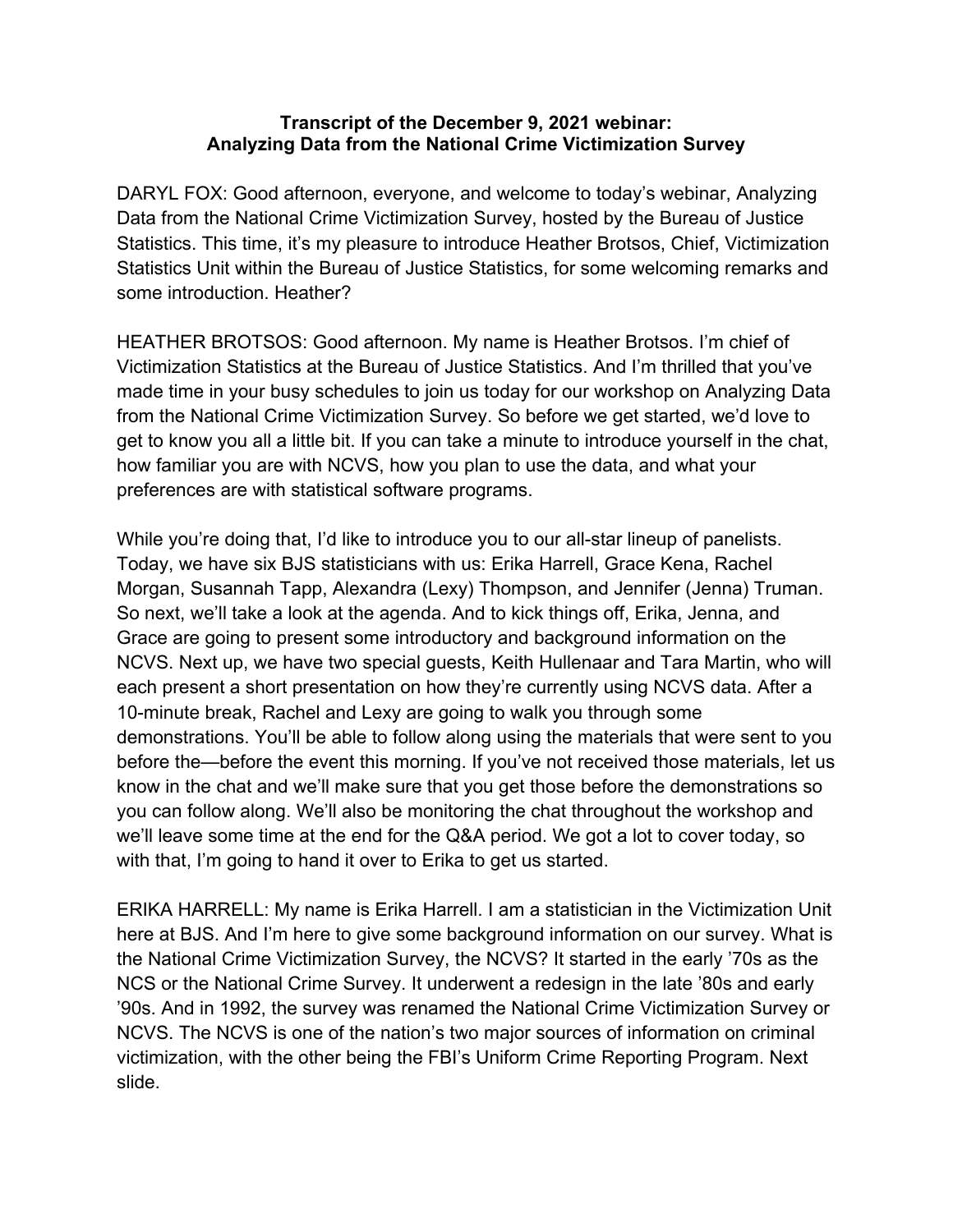**Transcript of the December 9, 2021 webinar: Analyzing Data from the National Crime Victimization Survey**

DARYL FOX: Good afternoon, everyone, and welcome to today's webinar, Analyzing Data from the National Crime Victimization Survey, hosted by the Bureau of Justice Statistics. This time, it's my pleasure to introduce Heather Brotsos, Chief, Victimization Statistics Unit within the Bureau of Justice Statistics, for some welcoming remarks and some introduction. Heather?

HEATHER BROTSOS: Good afternoon. My name is Heather Brotsos. I'm chief of Victimization Statistics at the Bureau of Justice Statistics. And I'm thrilled that you've made time in your busy schedules to join us today for our workshop on Analyzing Data from the National Crime Victimization Survey. So before we get started, we'd love to get to know you all a little bit. If you can take a minute to introduce yourself in the chat, how familiar you are with NCVS, how you plan to use the data, and what your preferences are with statistical software programs.

While you're doing that, I'd like to introduce you to our all-star lineup of panelists. Today, we have six BJS statisticians with us: Erika Harrell, Grace Kena, Rachel Morgan, Susannah Tapp, Alexandra (Lexy) Thompson, and Jennifer (Jenna) Truman. So next, we'll take a look at the agenda. And to kick things off, Erika, Jenna, and Grace are going to present some introductory and background information on the NCVS. Next up, we have two special guests, Keith Hullenaar and Tara Martin, who will each present a short presentation on how they're currently using NCVS data. After a 10-minute break, Rachel and Lexy are going to walk you through some demonstrations. You'll be able to follow along using the materials that were sent to you before the—before the event this morning. If you've not received those materials, let us know in the chat and we'll make sure that you get those before the demonstrations so you can follow along. We'll also be monitoring the chat throughout the workshop and we'll leave some time at the end for the Q&A period. We got a lot to cover today, so with that, I'm going to hand it over to Erika to get us started.

ERIKA HARRELL: My name is Erika Harrell. I am a statistician in the Victimization Unit here at BJS. And I'm here to give some background information on our survey. What is the National Crime Victimization Survey, the NCVS? It started in the early '70s as the NCS or the National Crime Survey. It underwent a redesign in the late '80s and early '90s. And in 1992, the survey was renamed the National Crime Victimization Survey or NCVS. The NCVS is one of the nation's two major sources of information on criminal victimization, with the other being the FBI's Uniform Crime Reporting Program. Next slide.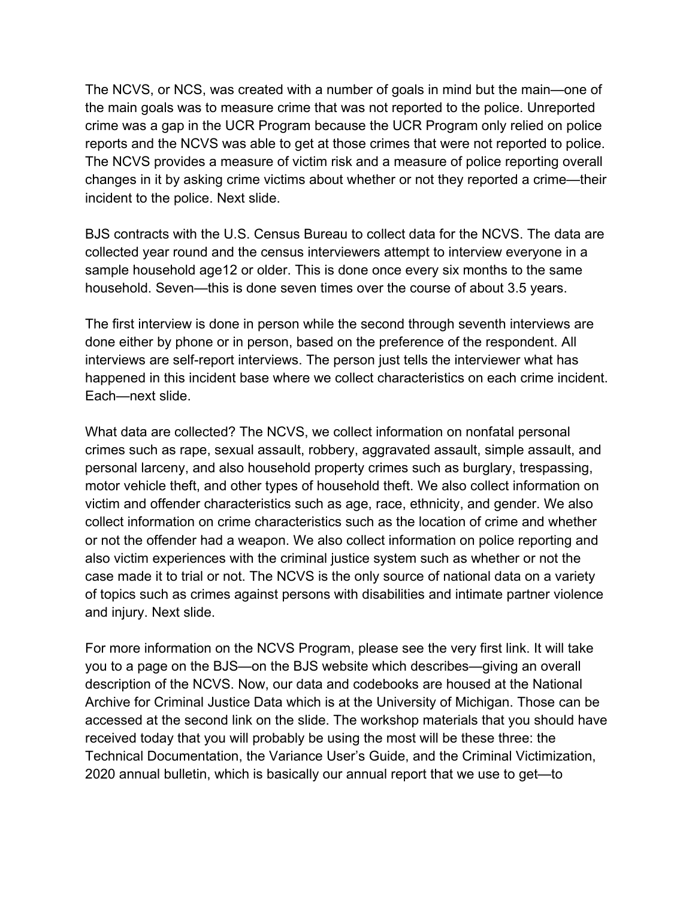The NCVS, or NCS, was created with a number of goals in mind but the main—one of the main goals was to measure crime that was not reported to the police. Unreported crime was a gap in the UCR Program because the UCR Program only relied on police reports and the NCVS was able to get at those crimes that were not reported to police. The NCVS provides a measure of victim risk and a measure of police reporting overall changes in it by asking crime victims about whether or not they reported a crime—their incident to the police. Next slide.

BJS contracts with the U.S. Census Bureau to collect data for the NCVS. The data are collected year round and the census interviewers attempt to interview everyone in a sample household age12 or older. This is done once every six months to the same household. Seven—this is done seven times over the course of about 3.5 years.

The first interview is done in person while the second through seventh interviews are done either by phone or in person, based on the preference of the respondent. All interviews are self-report interviews. The person just tells the interviewer what has happened in this incident base where we collect characteristics on each crime incident. Each—next slide.

What data are collected? The NCVS, we collect information on nonfatal personal crimes such as rape, sexual assault, robbery, aggravated assault, simple assault, and personal larceny, and also household property crimes such as burglary, trespassing, motor vehicle theft, and other types of household theft. We also collect information on victim and offender characteristics such as age, race, ethnicity, and gender. We also collect information on crime characteristics such as the location of crime and whether or not the offender had a weapon. We also collect information on police reporting and also victim experiences with the criminal justice system such as whether or not the case made it to trial or not. The NCVS is the only source of national data on a variety of topics such as crimes against persons with disabilities and intimate partner violence and injury. Next slide.

For more information on the NCVS Program, please see the very first link. It will take you to a page on the BJS—on the BJS website which describes—giving an overall description of the NCVS. Now, our data and codebooks are housed at the National Archive for Criminal Justice Data which is at the University of Michigan. Those can be accessed at the second link on the slide. The workshop materials that you should have received today that you will probably be using the most will be these three: the Technical Documentation, the Variance User's Guide, and the Criminal Victimization, 2020 annual bulletin, which is basically our annual report that we use to get—to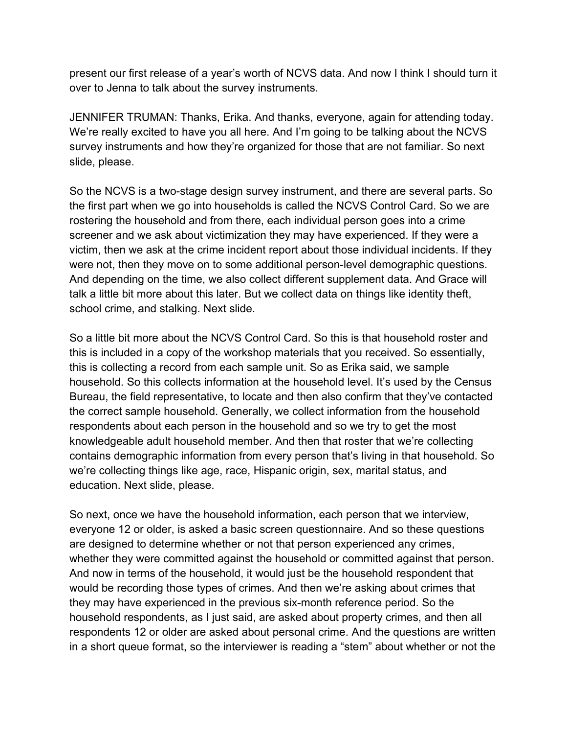present our first release of a year's worth of NCVS data. And now I think I should turn it over to Jenna to talk about the survey instruments.

JENNIFER TRUMAN: Thanks, Erika. And thanks, everyone, again for attending today. We're really excited to have you all here. And I'm going to be talking about the NCVS survey instruments and how they're organized for those that are not familiar. So next slide, please.

So the NCVS is a two-stage design survey instrument, and there are several parts. So the first part when we go into households is called the NCVS Control Card. So we are rostering the household and from there, each individual person goes into a crime screener and we ask about victimization they may have experienced. If they were a victim, then we ask at the crime incident report about those individual incidents. If they were not, then they move on to some additional person-level demographic questions. And depending on the time, we also collect different supplement data. And Grace will talk a little bit more about this later. But we collect data on things like identity theft, school crime, and stalking. Next slide.

So a little bit more about the NCVS Control Card. So this is that household roster and this is included in a copy of the workshop materials that you received. So essentially, this is collecting a record from each sample unit. So as Erika said, we sample household. So this collects information at the household level. It's used by the Census Bureau, the field representative, to locate and then also confirm that they've contacted the correct sample household. Generally, we collect information from the household respondents about each person in the household and so we try to get the most knowledgeable adult household member. And then that roster that we're collecting contains demographic information from every person that's living in that household. So we're collecting things like age, race, Hispanic origin, sex, marital status, and education. Next slide, please.

So next, once we have the household information, each person that we interview, everyone 12 or older, is asked a basic screen questionnaire. And so these questions are designed to determine whether or not that person experienced any crimes, whether they were committed against the household or committed against that person. And now in terms of the household, it would just be the household respondent that would be recording those types of crimes. And then we're asking about crimes that they may have experienced in the previous six-month reference period. So the household respondents, as I just said, are asked about property crimes, and then all respondents 12 or older are asked about personal crime. And the questions are written in a short queue format, so the interviewer is reading a "stem" about whether or not the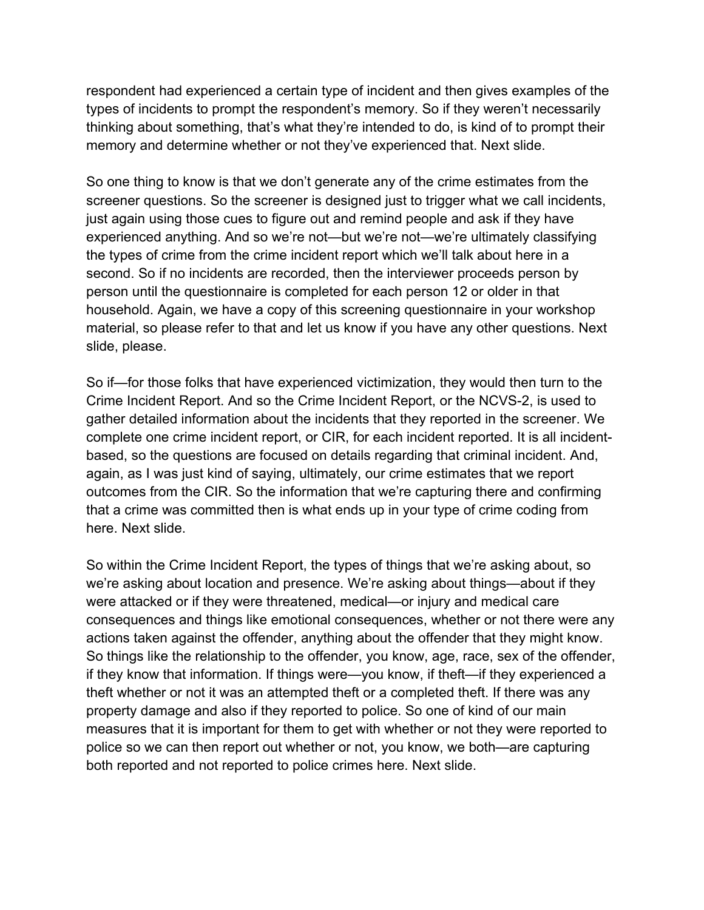respondent had experienced a certain type of incident and then gives examples of the types of incidents to prompt the respondent's memory. So if they weren't necessarily thinking about something, that's what they're intended to do, is kind of to prompt their memory and determine whether or not they've experienced that. Next slide.

So one thing to know is that we don't generate any of the crime estimates from the screener questions. So the screener is designed just to trigger what we call incidents, just again using those cues to figure out and remind people and ask if they have experienced anything. And so we're not—but we're not—we're ultimately classifying the types of crime from the crime incident report which we'll talk about here in a second. So if no incidents are recorded, then the interviewer proceeds person by person until the questionnaire is completed for each person 12 or older in that household. Again, we have a copy of this screening questionnaire in your workshop material, so please refer to that and let us know if you have any other questions. Next slide, please.

So if—for those folks that have experienced victimization, they would then turn to the Crime Incident Report. And so the Crime Incident Report, or the NCVS-2, is used to gather detailed information about the incidents that they reported in the screener. We complete one crime incident report, or CIR, for each incident reported. It is all incident-based, so the questions are focused on details regarding that criminal incident. And, again, as I was just kind of saying, ultimately, our crime estimates that we report outcomes from the CIR. So the information that we're capturing there and confirming that a crime was committed then is what ends up in your type of crime coding from here. Next slide.

So within the Crime Incident Report, the types of things that we're asking about, so we're asking about location and presence. We're asking about things—about if they were attacked or if they were threatened, medical—or injury and medical care consequences and things like emotional consequences, whether or not there were any actions taken against the offender, anything about the offender that they might know. So things like the relationship to the offender, you know, age, race, sex of the offender, if they know that information. If things were—you know, if theft—if they experienced a theft whether or not it was an attempted theft or a completed theft. If there was any property damage and also if they reported to police. So one of kind of our main measures that it is important for them to get with whether or not they were reported to police so we can then report out whether or not, you know, we both—are capturing both reported and not reported to police crimes here. Next slide.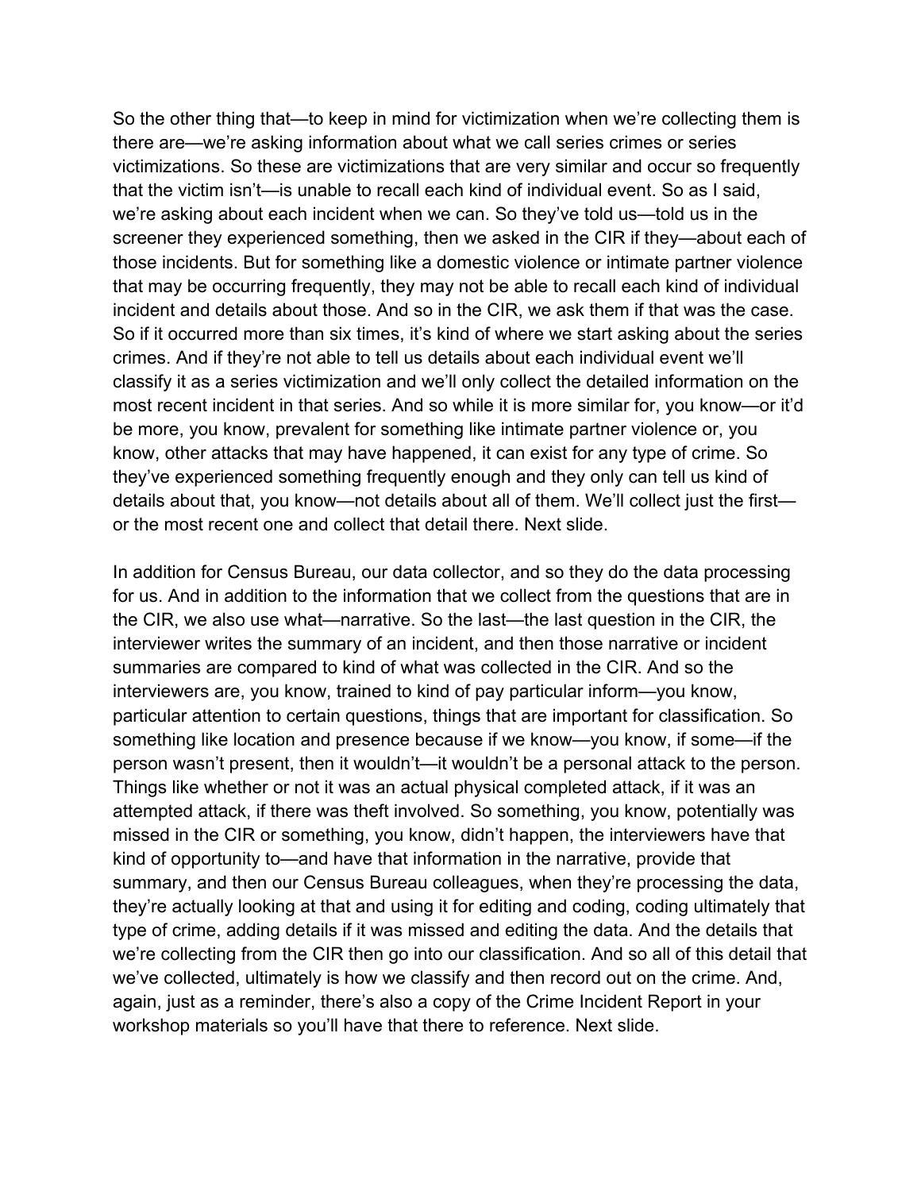So the other thing that—to keep in mind for victimization when we're collecting them is there are—we're asking information about what we call series crimes or series victimizations. So these are victimizations that are very similar and occur so frequently that the victim isn't—is unable to recall each kind of individual event. So as I said, we're asking about each incident when we can. So they've told us—told us in the screener they experienced something, then we asked in the CIR if they—about each of those incidents. But for something like a domestic violence or intimate partner violence that may be occurring frequently, they may not be able to recall each kind of individual incident and details about those. And so in the CIR, we ask them if that was the case. So if it occurred more than six times, it's kind of where we start asking about the series crimes. And if they're not able to tell us details about each individual event we'll classify it as a series victimization and we'll only collect the detailed information on the most recent incident in that series. And so while it is more similar for, you know—or it'd be more, you know, prevalent for something like intimate partner violence or, you know, other attacks that may have happened, it can exist for any type of crime. So they've experienced something frequently enough and they only can tell us kind of details about that, you know—not details about all of them. We'll collect just the first—or the most recent one and collect that detail there. Next slide.

In addition for Census Bureau, our data collector, and so they do the data processing for us. And in addition to the information that we collect from the questions that are in the CIR, we also use what—narrative. So the last—the last question in the CIR, the interviewer writes the summary of an incident, and then those narrative or incident summaries are compared to kind of what was collected in the CIR. And so the interviewers are, you know, trained to kind of pay particular inform—you know, particular attention to certain questions, things that are important for classification. So something like location and presence because if we know—you know, if some—if the person wasn't present, then it wouldn't—it wouldn't be a personal attack to the person. Things like whether or not it was an actual physical completed attack, if it was an attempted attack, if there was theft involved. So something, you know, potentially was missed in the CIR or something, you know, didn't happen, the interviewers have that kind of opportunity to—and have that information in the narrative, provide that summary, and then our Census Bureau colleagues, when they're processing the data, they're actually looking at that and using it for editing and coding, coding ultimately that type of crime, adding details if it was missed and editing the data. And the details that we're collecting from the CIR then go into our classification. And so all of this detail that we've collected, ultimately is how we classify and then record out on the crime. And, again, just as a reminder, there's also a copy of the Crime Incident Report in your workshop materials so you'll have that there to reference. Next slide.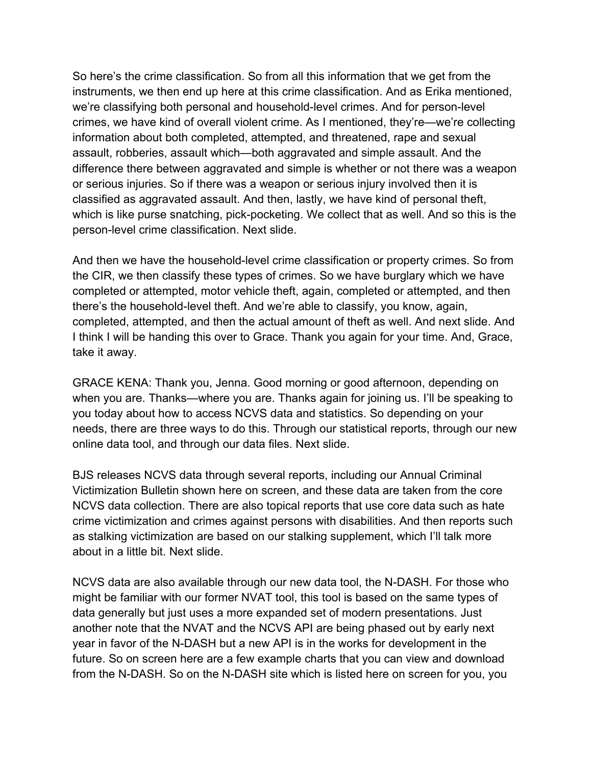So here's the crime classification. So from all this information that we get from the instruments, we then end up here at this crime classification. And as Erika mentioned, we're classifying both personal and household-level crimes. And for person-level crimes, we have kind of overall violent crime. As I mentioned, they're—we're collecting information about both completed, attempted, and threatened, rape and sexual assault, robberies, assault which—both aggravated and simple assault. And the difference there between aggravated and simple is whether or not there was a weapon or serious injuries. So if there was a weapon or serious injury involved then it is classified as aggravated assault. And then, lastly, we have kind of personal theft, which is like purse snatching, pick-pocketing. We collect that as well. And so this is the person-level crime classification. Next slide.

And then we have the household-level crime classification or property crimes. So from the CIR, we then classify these types of crimes. So we have burglary which we have completed or attempted, motor vehicle theft, again, completed or attempted, and then there's the household-level theft. And we're able to classify, you know, again, completed, attempted, and then the actual amount of theft as well. And next slide. And I think I will be handing this over to Grace. Thank you again for your time. And, Grace, take it away.

GRACE KENA: Thank you, Jenna. Good morning or good afternoon, depending on when you are. Thanks—where you are. Thanks again for joining us. I'll be speaking to you today about how to access NCVS data and statistics. So depending on your needs, there are three ways to do this. Through our statistical reports, through our new online data tool, and through our data files. Next slide.

BJS releases NCVS data through several reports, including our Annual Criminal Victimization Bulletin shown here on screen, and these data are taken from the core NCVS data collection. There are also topical reports that use core data such as hate crime victimization and crimes against persons with disabilities. And then reports such as stalking victimization are based on our stalking supplement, which I'll talk more about in a little bit. Next slide.

NCVS data are also available through our new data tool, the N-DASH. For those who might be familiar with our former NVAT tool, this tool is based on the same types of data generally but just uses a more expanded set of modern presentations. Just another note that the NVAT and the NCVS API are being phased out by early next year in favor of the N-DASH but a new API is in the works for development in the future. So on screen here are a few example charts that you can view and download from the N-DASH. So on the N-DASH site which is listed here on screen for you, you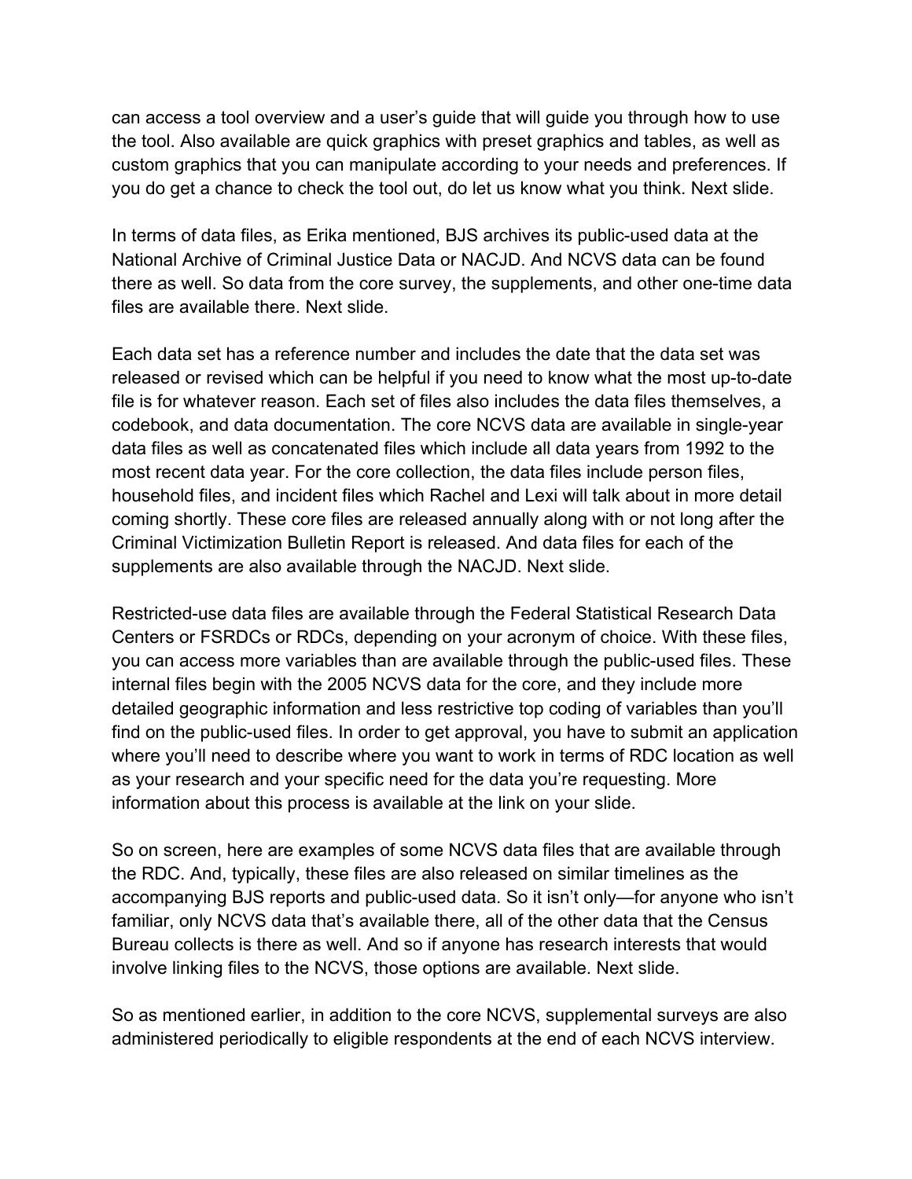can access a tool overview and a user's guide that will guide you through how to use the tool. Also available are quick graphics with preset graphics and tables, as well as custom graphics that you can manipulate according to your needs and preferences. If you do get a chance to check the tool out, do let us know what you think. Next slide.

In terms of data files, as Erika mentioned, BJS archives its public-used data at the National Archive of Criminal Justice Data or NACJD. And NCVS data can be found there as well. So data from the core survey, the supplements, and other one-time data files are available there. Next slide.

Each data set has a reference number and includes the date that the data set was released or revised which can be helpful if you need to know what the most up-to-date file is for whatever reason. Each set of files also includes the data files themselves, a codebook, and data documentation. The core NCVS data are available in single-year data files as well as concatenated files which include all data years from 1992 to the most recent data year. For the core collection, the data files include person files, household files, and incident files which Rachel and Lexi will talk about in more detail coming shortly. These core files are released annually along with or not long after the Criminal Victimization Bulletin Report is released. And data files for each of the supplements are also available through the NACJD. Next slide.

Restricted-use data files are available through the Federal Statistical Research Data Centers or FSRDCs or RDCs, depending on your acronym of choice. With these files, you can access more variables than are available through the public-used files. These internal files begin with the 2005 NCVS data for the core, and they include more detailed geographic information and less restrictive top coding of variables than you'll find on the public-used files. In order to get approval, you have to submit an application where you'll need to describe where you want to work in terms of RDC location as well as your research and your specific need for the data you're requesting. More information about this process is available at the link on your slide.

So on screen, here are examples of some NCVS data files that are available through the RDC. And, typically, these files are also released on similar timelines as the accompanying BJS reports and public-used data. So it isn't only—for anyone who isn't familiar, only NCVS data that's available there, all of the other data that the Census Bureau collects is there as well. And so if anyone has research interests that would involve linking files to the NCVS, those options are available. Next slide.

So as mentioned earlier, in addition to the core NCVS, supplemental surveys are also administered periodically to eligible respondents at the end of each NCVS interview.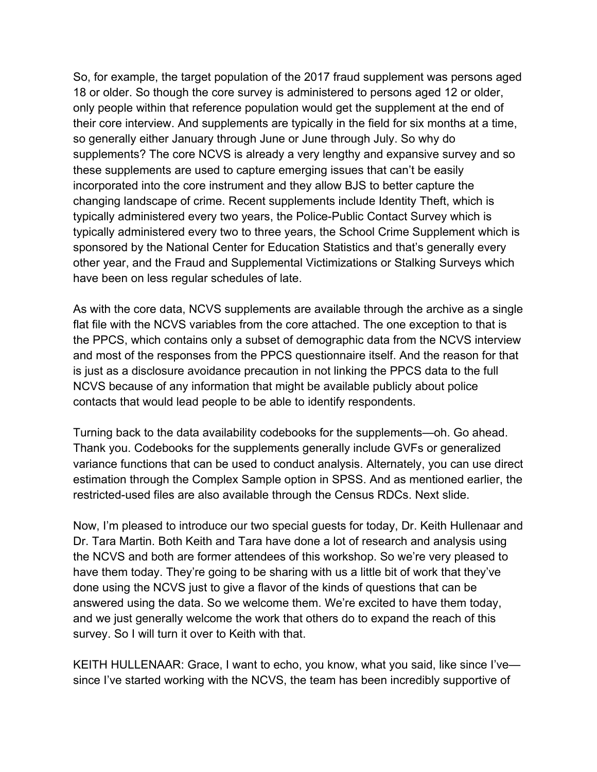So, for example, the target population of the 2017 fraud supplement was persons aged 18 or older. So though the core survey is administered to persons aged 12 or older, only people within that reference population would get the supplement at the end of their core interview. And supplements are typically in the field for six months at a time, so generally either January through June or June through July. So why do supplements? The core NCVS is already a very lengthy and expansive survey and so these supplements are used to capture emerging issues that can't be easily incorporated into the core instrument and they allow BJS to better capture the changing landscape of crime. Recent supplements include Identity Theft, which is typically administered every two years, the Police-Public Contact Survey which is typically administered every two to three years, the School Crime Supplement which is sponsored by the National Center for Education Statistics and that's generally every other year, and the Fraud and Supplemental Victimizations or Stalking Surveys which have been on less regular schedules of late.

As with the core data, NCVS supplements are available through the archive as a single flat file with the NCVS variables from the core attached. The one exception to that is the PPCS, which contains only a subset of demographic data from the NCVS interview and most of the responses from the PPCS questionnaire itself. And the reason for that is just as a disclosure avoidance precaution in not linking the PPCS data to the full NCVS because of any information that might be available publicly about police contacts that would lead people to be able to identify respondents.

Turning back to the data availability codebooks for the supplements—oh. Go ahead. Thank you. Codebooks for the supplements generally include GVFs or generalized variance functions that can be used to conduct analysis. Alternately, you can use direct estimation through the Complex Sample option in SPSS. And as mentioned earlier, the restricted-used files are also available through the Census RDCs. Next slide.

Now, I'm pleased to introduce our two special guests for today, Dr. Keith Hullenaar and Dr. Tara Martin. Both Keith and Tara have done a lot of research and analysis using the NCVS and both are former attendees of this workshop. So we're very pleased to have them today. They're going to be sharing with us a little bit of work that they've done using the NCVS just to give a flavor of the kinds of questions that can be answered using the data. So we welcome them. We're excited to have them today, and we just generally welcome the work that others do to expand the reach of this survey. So I will turn it over to Keith with that.

KEITH HULLENAAR: Grace, I want to echo, you know, what you said, like since I've—since I've started working with the NCVS, the team has been incredibly supportive of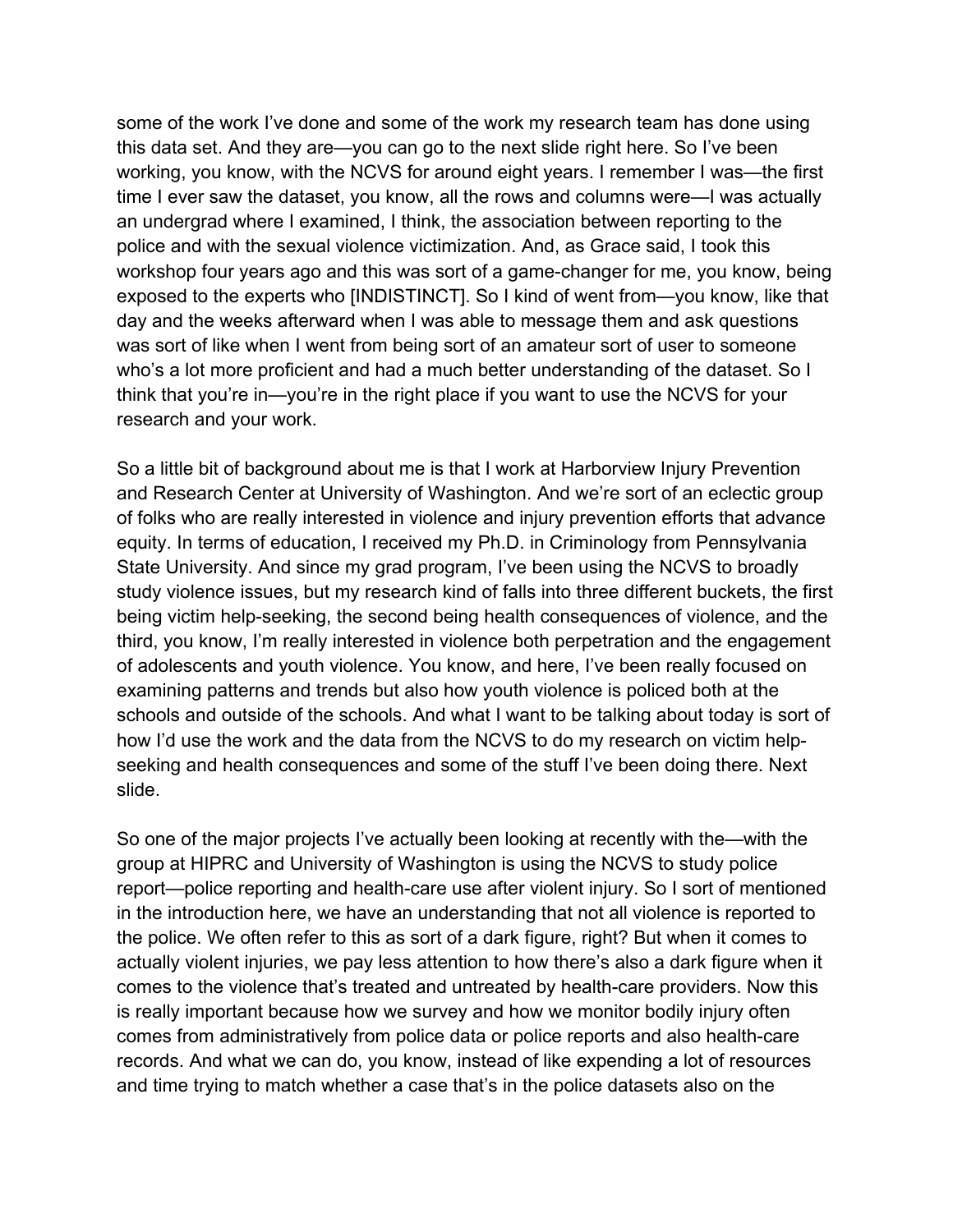some of the work I’ve done and some of the work my research team has done using this data set. And they are—you can go to the next slide right here. So I’ve been working, you know, with the NCVS for around eight years. I remember I was—the first time I ever saw the dataset, you know, all the rows and columns were—I was actually an undergrad where I examined, I think, the association between reporting to the police and with the sexual violence victimization. And, as Grace said, I took this workshop four years ago and this was sort of a game-changer for me, you know, being exposed to the experts who [INDISTINCT]. So I kind of went from—you know, like that day and the weeks afterward when I was able to message them and ask questions was sort of like when I went from being sort of an amateur sort of user to someone who’s a lot more proficient and had a much better understanding of the dataset. So I think that you’re in—you’re in the right place if you want to use the NCVS for your research and your work.

So a little bit of background about me is that I work at Harborview Injury Prevention and Research Center at University of Washington. And we’re sort of an eclectic group of folks who are really interested in violence and injury prevention efforts that advance equity. In terms of education, I received my Ph.D. in Criminology from Pennsylvania State University. And since my grad program, I’ve been using the NCVS to broadly study violence issues, but my research kind of falls into three different buckets, the first being victim help-seeking, the second being health consequences of violence, and the third, you know, I’m really interested in violence both perpetration and the engagement of adolescents and youth violence. You know, and here, I’ve been really focused on examining patterns and trends but also how youth violence is policed both at the schools and outside of the schools. And what I want to be talking about today is sort of how I’d use the work and the data from the NCVS to do my research on victim help-seeking and health consequences and some of the stuff I’ve been doing there. Next slide.

So one of the major projects I’ve actually been looking at recently with the—with the group at HIPRC and University of Washington is using the NCVS to study police report—police reporting and health-care use after violent injury. So I sort of mentioned in the introduction here, we have an understanding that not all violence is reported to the police. We often refer to this as sort of a dark figure, right? But when it comes to actually violent injuries, we pay less attention to how there’s also a dark figure when it comes to the violence that’s treated and untreated by health-care providers. Now this is really important because how we survey and how we monitor bodily injury often comes from administratively from police data or police reports and also health-care records. And what we can do, you know, instead of like expending a lot of resources and time trying to match whether a case that’s in the police datasets also on the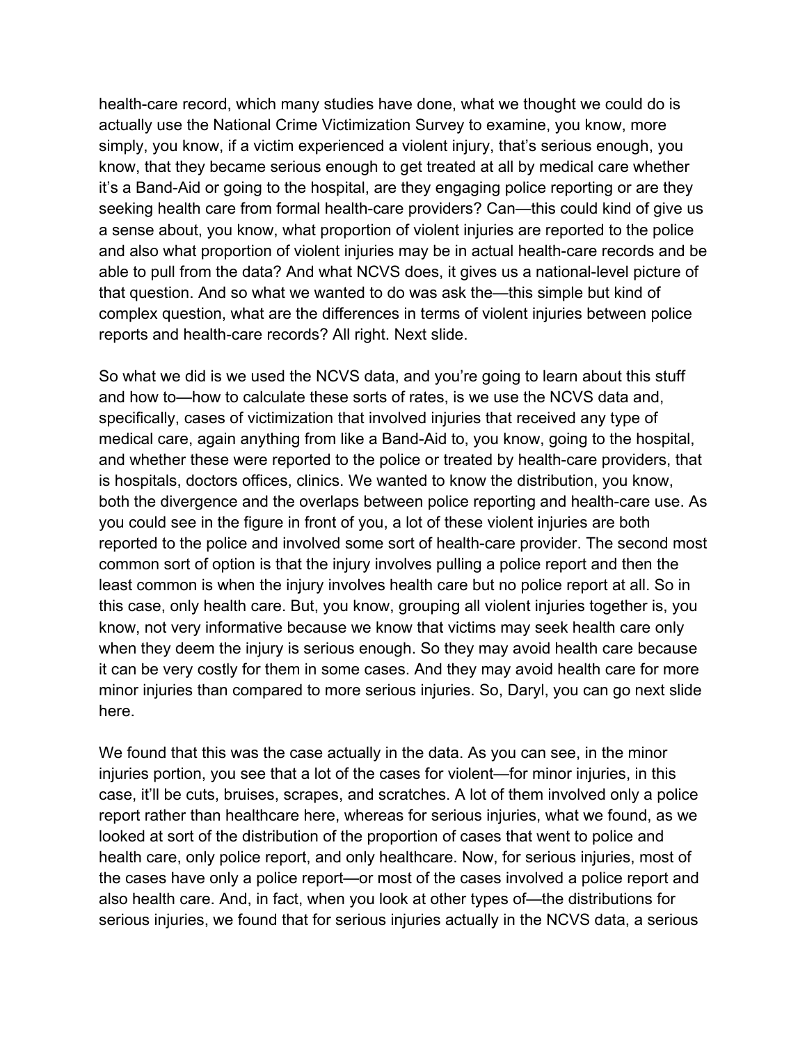health-care record, which many studies have done, what we thought we could do is actually use the National Crime Victimization Survey to examine, you know, more simply, you know, if a victim experienced a violent injury, that's serious enough, you know, that they became serious enough to get treated at all by medical care whether it's a Band-Aid or going to the hospital, are they engaging police reporting or are they seeking health care from formal health-care providers? Can—this could kind of give us a sense about, you know, what proportion of violent injuries are reported to the police and also what proportion of violent injuries may be in actual health-care records and be able to pull from the data? And what NCVS does, it gives us a national-level picture of that question. And so what we wanted to do was ask the—this simple but kind of complex question, what are the differences in terms of violent injuries between police reports and health-care records? All right. Next slide.

So what we did is we used the NCVS data, and you're going to learn about this stuff and how to—how to calculate these sorts of rates, is we use the NCVS data and, specifically, cases of victimization that involved injuries that received any type of medical care, again anything from like a Band-Aid to, you know, going to the hospital, and whether these were reported to the police or treated by health-care providers, that is hospitals, doctors offices, clinics. We wanted to know the distribution, you know, both the divergence and the overlaps between police reporting and health-care use. As you could see in the figure in front of you, a lot of these violent injuries are both reported to the police and involved some sort of health-care provider. The second most common sort of option is that the injury involves pulling a police report and then the least common is when the injury involves health care but no police report at all. So in this case, only health care. But, you know, grouping all violent injuries together is, you know, not very informative because we know that victims may seek health care only when they deem the injury is serious enough. So they may avoid health care because it can be very costly for them in some cases. And they may avoid health care for more minor injuries than compared to more serious injuries. So, Daryl, you can go next slide here.

We found that this was the case actually in the data. As you can see, in the minor injuries portion, you see that a lot of the cases for violent—for minor injuries, in this case, it'll be cuts, bruises, scrapes, and scratches. A lot of them involved only a police report rather than healthcare here, whereas for serious injuries, what we found, as we looked at sort of the distribution of the proportion of cases that went to police and health care, only police report, and only healthcare. Now, for serious injuries, most of the cases have only a police report—or most of the cases involved a police report and also health care. And, in fact, when you look at other types of—the distributions for serious injuries, we found that for serious injuries actually in the NCVS data, a serious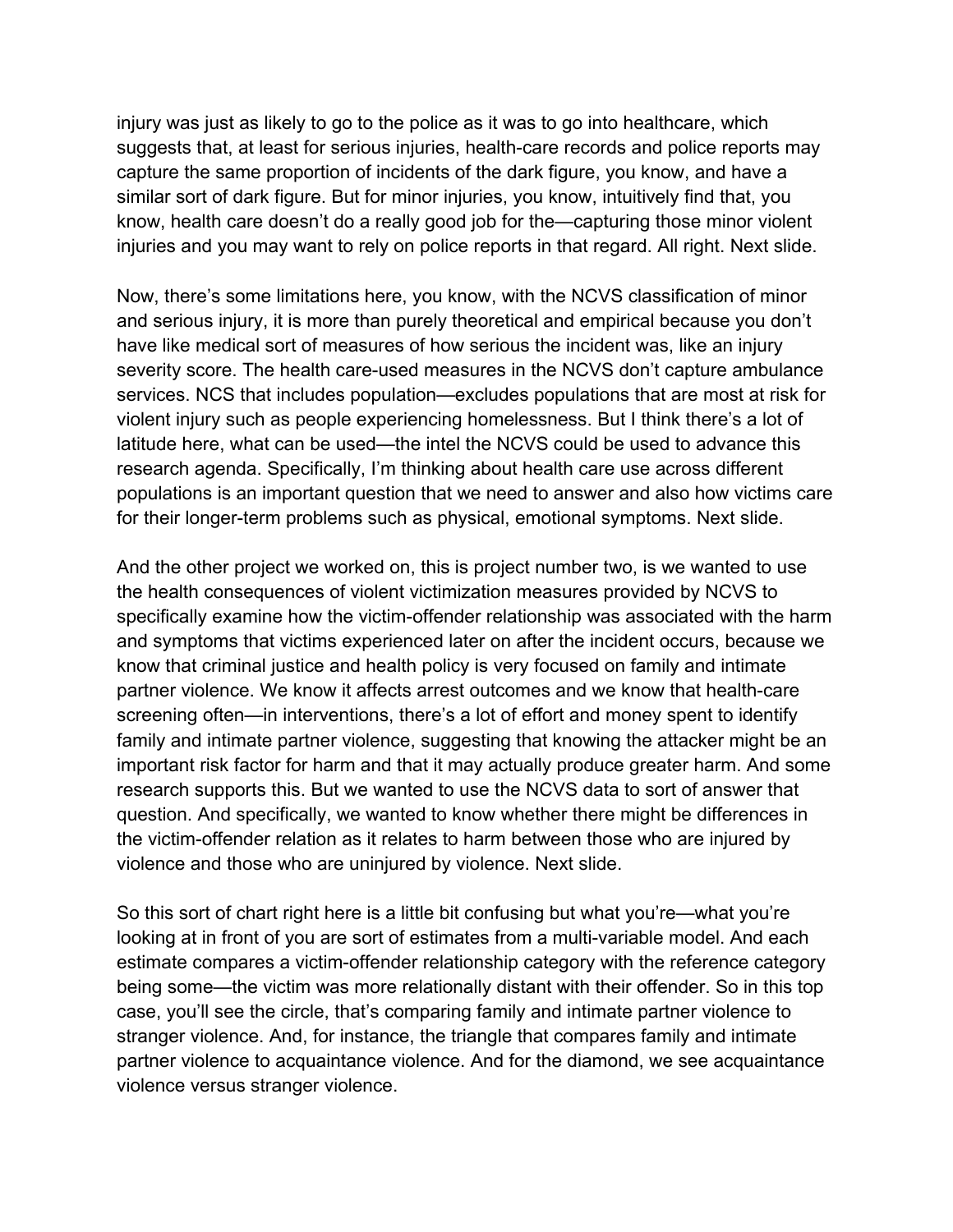injury was just as likely to go to the police as it was to go into healthcare, which suggests that, at least for serious injuries, health-care records and police reports may capture the same proportion of incidents of the dark figure, you know, and have a similar sort of dark figure. But for minor injuries, you know, intuitively find that, you know, health care doesn't do a really good job for the—capturing those minor violent injuries and you may want to rely on police reports in that regard. All right. Next slide.

Now, there's some limitations here, you know, with the NCVS classification of minor and serious injury, it is more than purely theoretical and empirical because you don't have like medical sort of measures of how serious the incident was, like an injury severity score. The health care-used measures in the NCVS don't capture ambulance services. NCS that includes population—excludes populations that are most at risk for violent injury such as people experiencing homelessness. But I think there's a lot of latitude here, what can be used—the intel the NCVS could be used to advance this research agenda. Specifically, I'm thinking about health care use across different populations is an important question that we need to answer and also how victims care for their longer-term problems such as physical, emotional symptoms. Next slide.

And the other project we worked on, this is project number two, is we wanted to use the health consequences of violent victimization measures provided by NCVS to specifically examine how the victim-offender relationship was associated with the harm and symptoms that victims experienced later on after the incident occurs, because we know that criminal justice and health policy is very focused on family and intimate partner violence. We know it affects arrest outcomes and we know that health-care screening often—in interventions, there's a lot of effort and money spent to identify family and intimate partner violence, suggesting that knowing the attacker might be an important risk factor for harm and that it may actually produce greater harm. And some research supports this. But we wanted to use the NCVS data to sort of answer that question. And specifically, we wanted to know whether there might be differences in the victim-offender relation as it relates to harm between those who are injured by violence and those who are uninjured by violence. Next slide.

So this sort of chart right here is a little bit confusing but what you're—what you're looking at in front of you are sort of estimates from a multi-variable model. And each estimate compares a victim-offender relationship category with the reference category being some—the victim was more relationally distant with their offender. So in this top case, you'll see the circle, that's comparing family and intimate partner violence to stranger violence. And, for instance, the triangle that compares family and intimate partner violence to acquaintance violence. And for the diamond, we see acquaintance violence versus stranger violence.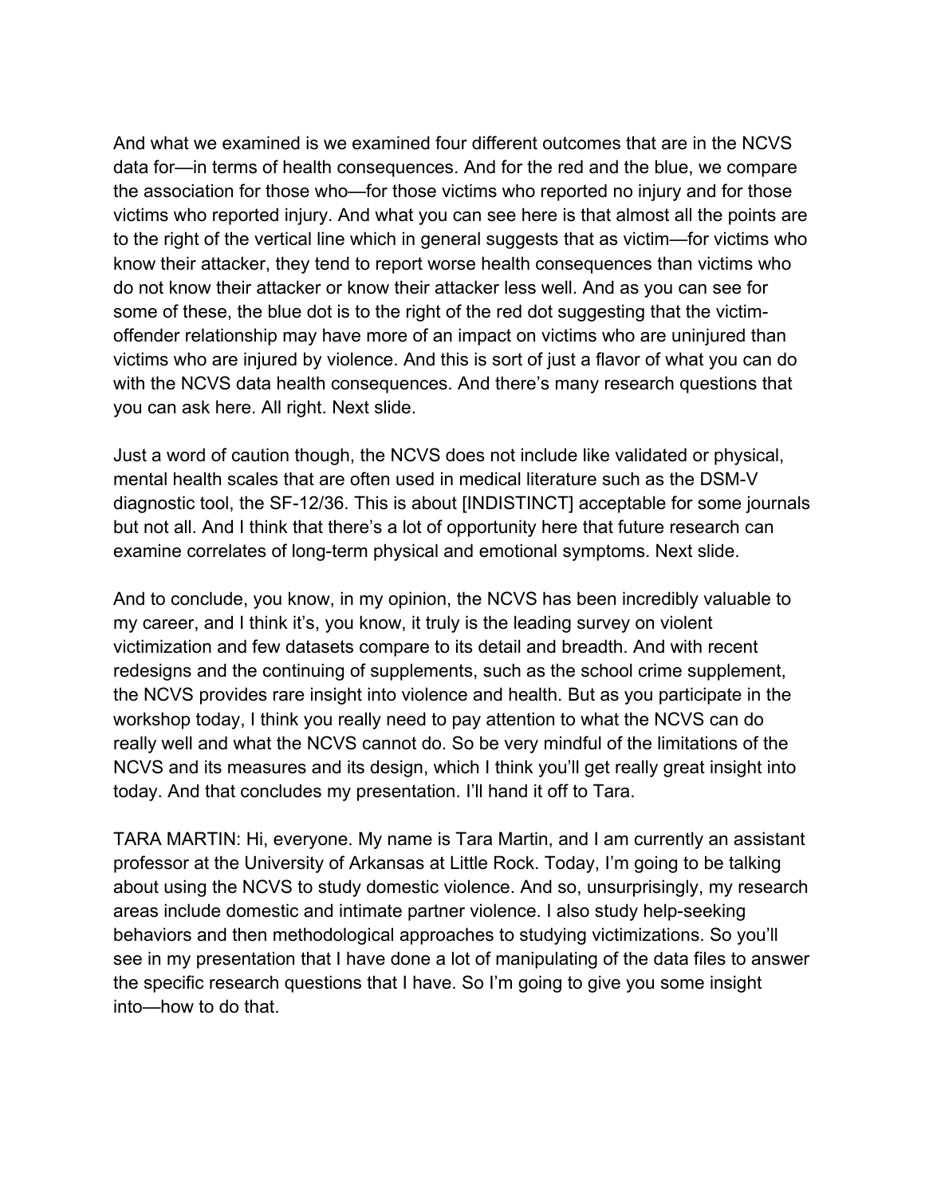And what we examined is we examined four different outcomes that are in the NCVS data for—in terms of health consequences. And for the red and the blue, we compare the association for those who—for those victims who reported no injury and for those victims who reported injury. And what you can see here is that almost all the points are to the right of the vertical line which in general suggests that as victim—for victims who know their attacker, they tend to report worse health consequences than victims who do not know their attacker or know their attacker less well. And as you can see for some of these, the blue dot is to the right of the red dot suggesting that the victim-offender relationship may have more of an impact on victims who are uninjured than victims who are injured by violence. And this is sort of just a flavor of what you can do with the NCVS data health consequences. And there's many research questions that you can ask here. All right. Next slide.

Just a word of caution though, the NCVS does not include like validated or physical, mental health scales that are often used in medical literature such as the DSM-V diagnostic tool, the SF-12/36. This is about [INDISTINCT] acceptable for some journals but not all. And I think that there's a lot of opportunity here that future research can examine correlates of long-term physical and emotional symptoms. Next slide.

And to conclude, you know, in my opinion, the NCVS has been incredibly valuable to my career, and I think it's, you know, it truly is the leading survey on violent victimization and few datasets compare to its detail and breadth. And with recent redesigns and the continuing of supplements, such as the school crime supplement, the NCVS provides rare insight into violence and health. But as you participate in the workshop today, I think you really need to pay attention to what the NCVS can do really well and what the NCVS cannot do. So be very mindful of the limitations of the NCVS and its measures and its design, which I think you'll get really great insight into today. And that concludes my presentation. I'll hand it off to Tara.

TARA MARTIN: Hi, everyone. My name is Tara Martin, and I am currently an assistant professor at the University of Arkansas at Little Rock. Today, I'm going to be talking about using the NCVS to study domestic violence. And so, unsurprisingly, my research areas include domestic and intimate partner violence. I also study help-seeking behaviors and then methodological approaches to studying victimizations. So you'll see in my presentation that I have done a lot of manipulating of the data files to answer the specific research questions that I have. So I'm going to give you some insight into—how to do that.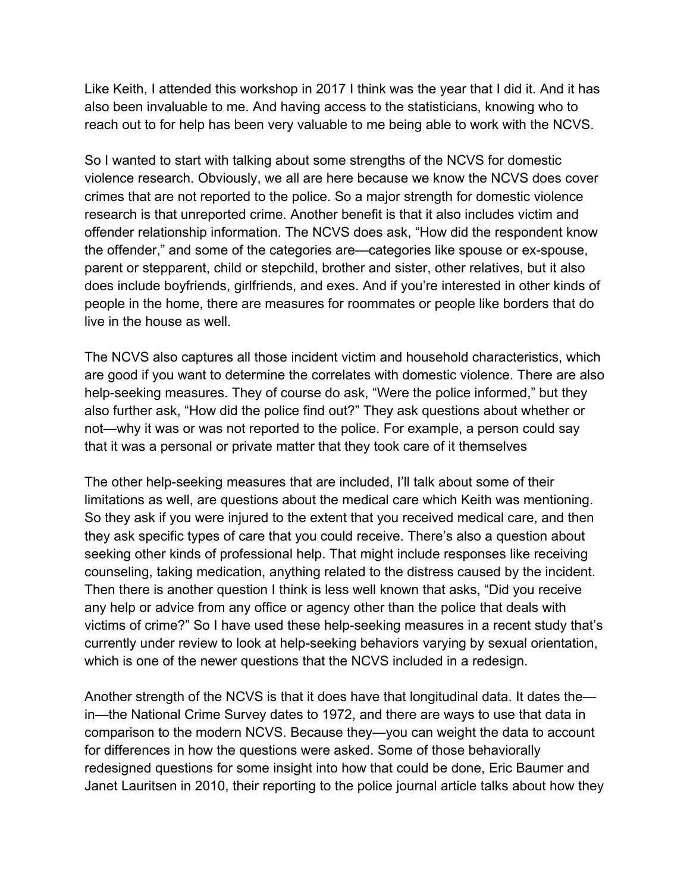Like Keith, I attended this workshop in 2017 I think was the year that I did it. And it has also been invaluable to me. And having access to the statisticians, knowing who to reach out to for help has been very valuable to me being able to work with the NCVS.

So I wanted to start with talking about some strengths of the NCVS for domestic violence research. Obviously, we all are here because we know the NCVS does cover crimes that are not reported to the police. So a major strength for domestic violence research is that unreported crime. Another benefit is that it also includes victim and offender relationship information. The NCVS does ask, "How did the respondent know the offender," and some of the categories are—categories like spouse or ex-spouse, parent or stepparent, child or stepchild, brother and sister, other relatives, but it also does include boyfriends, girlfriends, and exes. And if you're interested in other kinds of people in the home, there are measures for roommates or people like borders that do live in the house as well.

The NCVS also captures all those incident victim and household characteristics, which are good if you want to determine the correlates with domestic violence. There are also help-seeking measures. They of course do ask, "Were the police informed," but they also further ask, "How did the police find out?" They ask questions about whether or not—why it was or was not reported to the police. For example, a person could say that it was a personal or private matter that they took care of it themselves

The other help-seeking measures that are included, I'll talk about some of their limitations as well, are questions about the medical care which Keith was mentioning. So they ask if you were injured to the extent that you received medical care, and then they ask specific types of care that you could receive. There's also a question about seeking other kinds of professional help. That might include responses like receiving counseling, taking medication, anything related to the distress caused by the incident. Then there is another question I think is less well known that asks, "Did you receive any help or advice from any office or agency other than the police that deals with victims of crime?" So I have used these help-seeking measures in a recent study that's currently under review to look at help-seeking behaviors varying by sexual orientation, which is one of the newer questions that the NCVS included in a redesign.

Another strength of the NCVS is that it does have that longitudinal data. It dates the—in—the National Crime Survey dates to 1972, and there are ways to use that data in comparison to the modern NCVS. Because they—you can weight the data to account for differences in how the questions were asked. Some of those behaviorally redesigned questions for some insight into how that could be done, Eric Baumer and Janet Lauritsen in 2010, their reporting to the police journal article talks about how they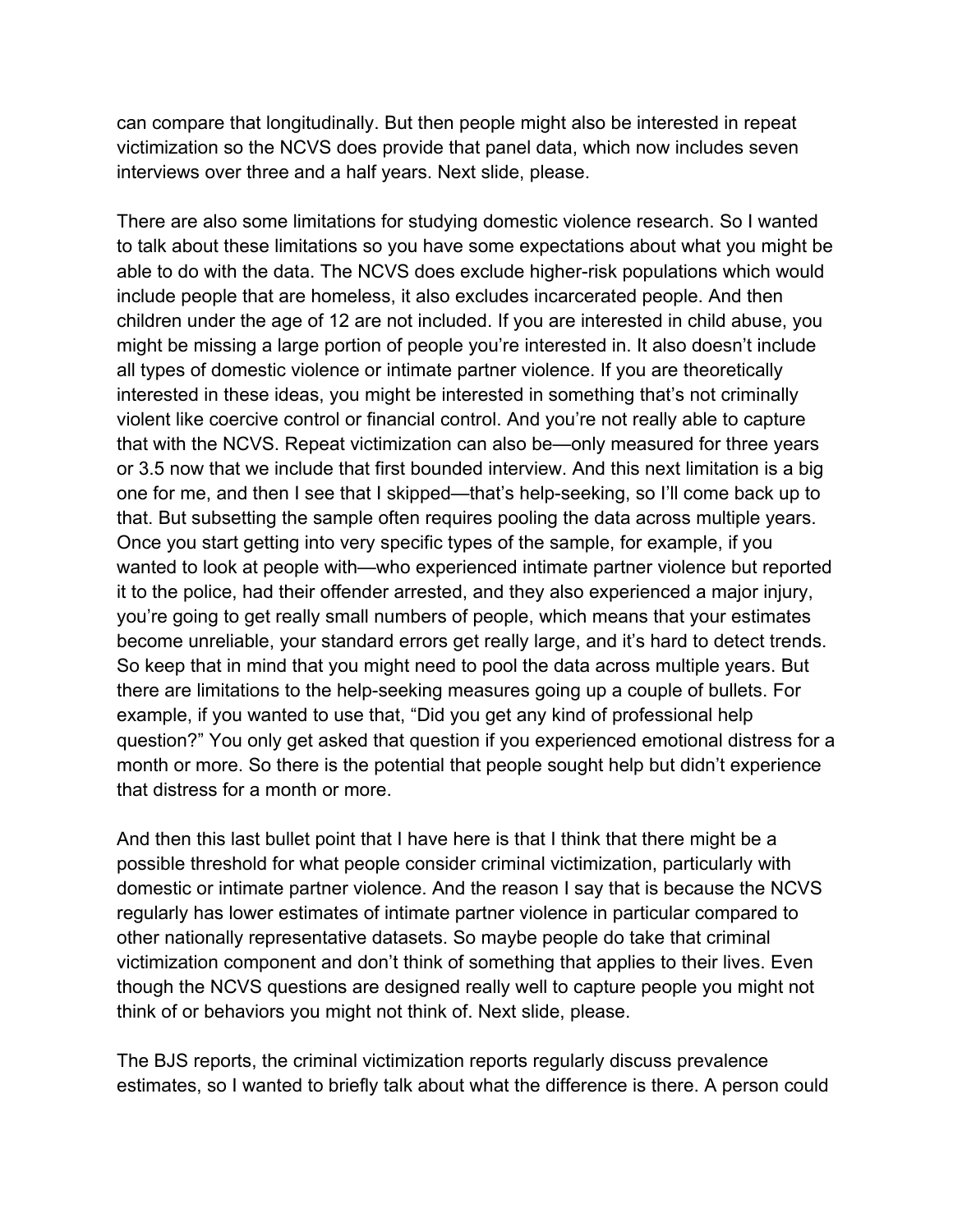can compare that longitudinally. But then people might also be interested in repeat victimization so the NCVS does provide that panel data, which now includes seven interviews over three and a half years. Next slide, please.

There are also some limitations for studying domestic violence research. So I wanted to talk about these limitations so you have some expectations about what you might be able to do with the data. The NCVS does exclude higher-risk populations which would include people that are homeless, it also excludes incarcerated people. And then children under the age of 12 are not included. If you are interested in child abuse, you might be missing a large portion of people you're interested in. It also doesn't include all types of domestic violence or intimate partner violence. If you are theoretically interested in these ideas, you might be interested in something that's not criminally violent like coercive control or financial control. And you're not really able to capture that with the NCVS. Repeat victimization can also be—only measured for three years or 3.5 now that we include that first bounded interview. And this next limitation is a big one for me, and then I see that I skipped—that's help-seeking, so I'll come back up to that. But subsetting the sample often requires pooling the data across multiple years. Once you start getting into very specific types of the sample, for example, if you wanted to look at people with—who experienced intimate partner violence but reported it to the police, had their offender arrested, and they also experienced a major injury, you're going to get really small numbers of people, which means that your estimates become unreliable, your standard errors get really large, and it's hard to detect trends. So keep that in mind that you might need to pool the data across multiple years. But there are limitations to the help-seeking measures going up a couple of bullets. For example, if you wanted to use that, "Did you get any kind of professional help question?" You only get asked that question if you experienced emotional distress for a month or more. So there is the potential that people sought help but didn't experience that distress for a month or more.

And then this last bullet point that I have here is that I think that there might be a possible threshold for what people consider criminal victimization, particularly with domestic or intimate partner violence. And the reason I say that is because the NCVS regularly has lower estimates of intimate partner violence in particular compared to other nationally representative datasets. So maybe people do take that criminal victimization component and don't think of something that applies to their lives. Even though the NCVS questions are designed really well to capture people you might not think of or behaviors you might not think of. Next slide, please.

The BJS reports, the criminal victimization reports regularly discuss prevalence estimates, so I wanted to briefly talk about what the difference is there. A person could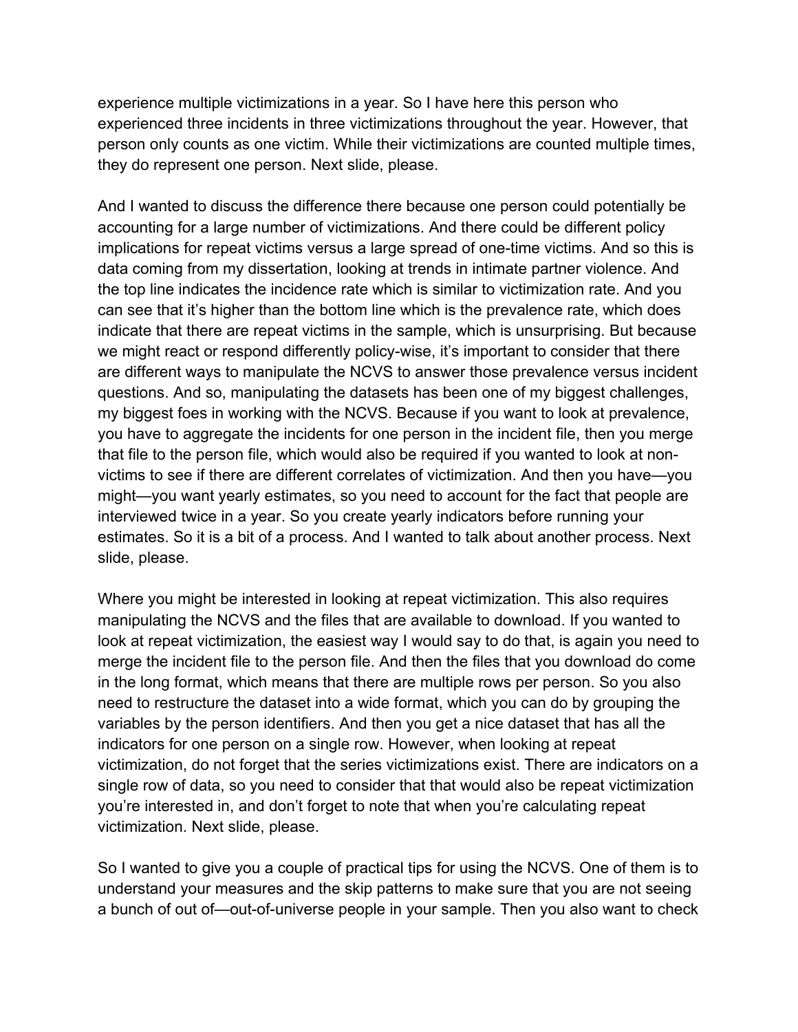experience multiple victimizations in a year. So I have here this person who experienced three incidents in three victimizations throughout the year. However, that person only counts as one victim. While their victimizations are counted multiple times, they do represent one person. Next slide, please.

And I wanted to discuss the difference there because one person could potentially be accounting for a large number of victimizations. And there could be different policy implications for repeat victims versus a large spread of one-time victims. And so this is data coming from my dissertation, looking at trends in intimate partner violence. And the top line indicates the incidence rate which is similar to victimization rate. And you can see that it's higher than the bottom line which is the prevalence rate, which does indicate that there are repeat victims in the sample, which is unsurprising. But because we might react or respond differently policy-wise, it's important to consider that there are different ways to manipulate the NCVS to answer those prevalence versus incident questions. And so, manipulating the datasets has been one of my biggest challenges, my biggest foes in working with the NCVS. Because if you want to look at prevalence, you have to aggregate the incidents for one person in the incident file, then you merge that file to the person file, which would also be required if you wanted to look at non-victims to see if there are different correlates of victimization. And then you have—you might—you want yearly estimates, so you need to account for the fact that people are interviewed twice in a year. So you create yearly indicators before running your estimates. So it is a bit of a process. And I wanted to talk about another process. Next slide, please.

Where you might be interested in looking at repeat victimization. This also requires manipulating the NCVS and the files that are available to download. If you wanted to look at repeat victimization, the easiest way I would say to do that, is again you need to merge the incident file to the person file. And then the files that you download do come in the long format, which means that there are multiple rows per person. So you also need to restructure the dataset into a wide format, which you can do by grouping the variables by the person identifiers. And then you get a nice dataset that has all the indicators for one person on a single row. However, when looking at repeat victimization, do not forget that the series victimizations exist. There are indicators on a single row of data, so you need to consider that that would also be repeat victimization you're interested in, and don't forget to note that when you're calculating repeat victimization. Next slide, please.

So I wanted to give you a couple of practical tips for using the NCVS. One of them is to understand your measures and the skip patterns to make sure that you are not seeing a bunch of out of—out-of-universe people in your sample. Then you also want to check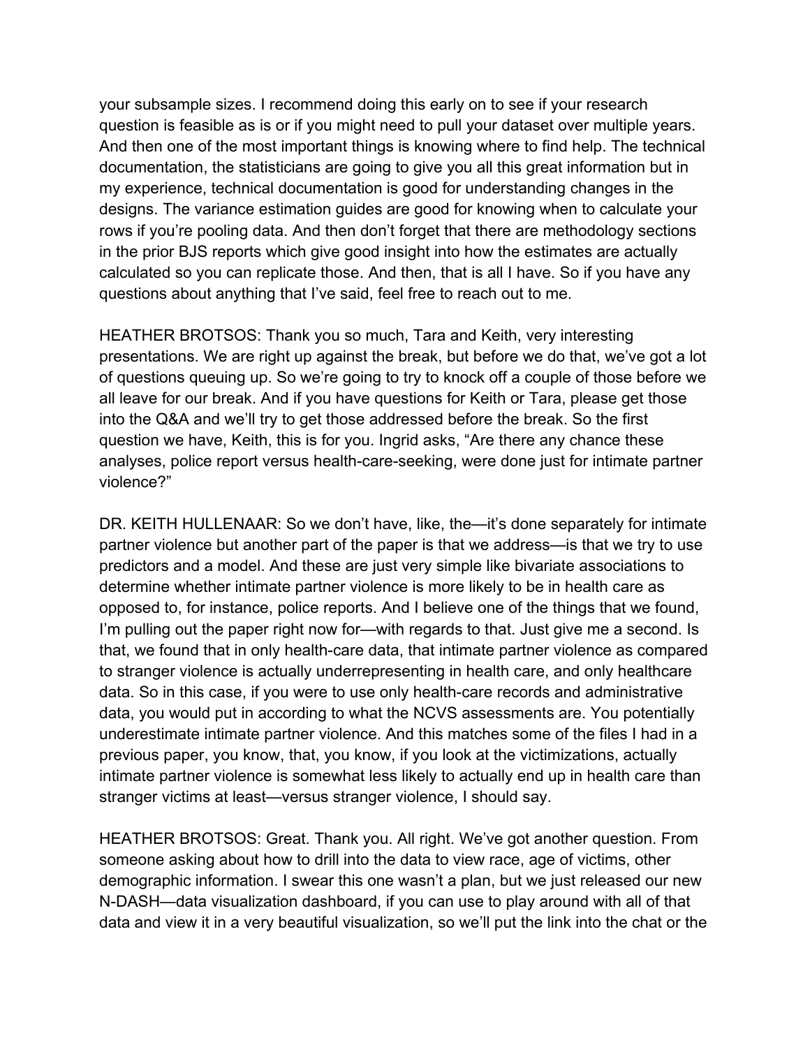your subsample sizes. I recommend doing this early on to see if your research question is feasible as is or if you might need to pull your dataset over multiple years. And then one of the most important things is knowing where to find help. The technical documentation, the statisticians are going to give you all this great information but in my experience, technical documentation is good for understanding changes in the designs. The variance estimation guides are good for knowing when to calculate your rows if you're pooling data. And then don't forget that there are methodology sections in the prior BJS reports which give good insight into how the estimates are actually calculated so you can replicate those. And then, that is all I have. So if you have any questions about anything that I've said, feel free to reach out to me.

HEATHER BROTSOS: Thank you so much, Tara and Keith, very interesting presentations. We are right up against the break, but before we do that, we've got a lot of questions queuing up. So we're going to try to knock off a couple of those before we all leave for our break. And if you have questions for Keith or Tara, please get those into the Q&A and we'll try to get those addressed before the break. So the first question we have, Keith, this is for you. Ingrid asks, "Are there any chance these analyses, police report versus health-care-seeking, were done just for intimate partner violence?"

DR. KEITH HULLENAAR: So we don't have, like, the—it's done separately for intimate partner violence but another part of the paper is that we address—is that we try to use predictors and a model. And these are just very simple like bivariate associations to determine whether intimate partner violence is more likely to be in health care as opposed to, for instance, police reports. And I believe one of the things that we found, I'm pulling out the paper right now for—with regards to that. Just give me a second. Is that, we found that in only health-care data, that intimate partner violence as compared to stranger violence is actually underrepresenting in health care, and only healthcare data. So in this case, if you were to use only health-care records and administrative data, you would put in according to what the NCVS assessments are. You potentially underestimate intimate partner violence. And this matches some of the files I had in a previous paper, you know, that, you know, if you look at the victimizations, actually intimate partner violence is somewhat less likely to actually end up in health care than stranger victims at least—versus stranger violence, I should say.

HEATHER BROTSOS: Great. Thank you. All right. We've got another question. From someone asking about how to drill into the data to view race, age of victims, other demographic information. I swear this one wasn't a plan, but we just released our new N-DASH—data visualization dashboard, if you can use to play around with all of that data and view it in a very beautiful visualization, so we'll put the link into the chat or the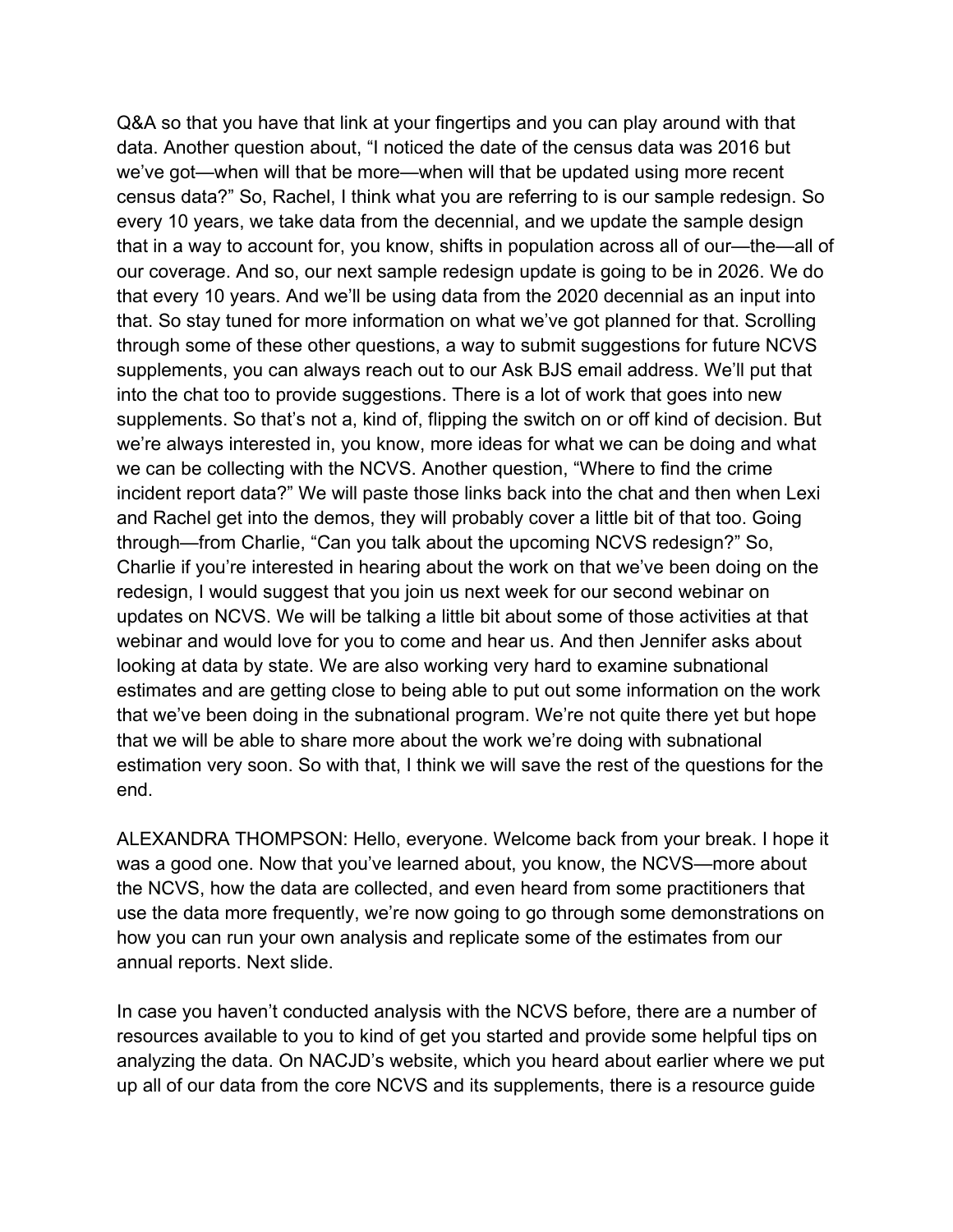Q&A so that you have that link at your fingertips and you can play around with that data. Another question about, "I noticed the date of the census data was 2016 but we've got—when will that be more—when will that be updated using more recent census data?" So, Rachel, I think what you are referring to is our sample redesign. So every 10 years, we take data from the decennial, and we update the sample design that in a way to account for, you know, shifts in population across all of our—the—all of our coverage. And so, our next sample redesign update is going to be in 2026. We do that every 10 years. And we'll be using data from the 2020 decennial as an input into that. So stay tuned for more information on what we've got planned for that. Scrolling through some of these other questions, a way to submit suggestions for future NCVS supplements, you can always reach out to our Ask BJS email address. We'll put that into the chat too to provide suggestions. There is a lot of work that goes into new supplements. So that's not a, kind of, flipping the switch on or off kind of decision. But we're always interested in, you know, more ideas for what we can be doing and what we can be collecting with the NCVS. Another question, "Where to find the crime incident report data?" We will paste those links back into the chat and then when Lexi and Rachel get into the demos, they will probably cover a little bit of that too. Going through—from Charlie, "Can you talk about the upcoming NCVS redesign?" So, Charlie if you're interested in hearing about the work on that we've been doing on the redesign, I would suggest that you join us next week for our second webinar on updates on NCVS. We will be talking a little bit about some of those activities at that webinar and would love for you to come and hear us. And then Jennifer asks about looking at data by state. We are also working very hard to examine subnational estimates and are getting close to being able to put out some information on the work that we've been doing in the subnational program. We're not quite there yet but hope that we will be able to share more about the work we're doing with subnational estimation very soon. So with that, I think we will save the rest of the questions for the end.

ALEXANDRA THOMPSON: Hello, everyone. Welcome back from your break. I hope it was a good one. Now that you've learned about, you know, the NCVS—more about the NCVS, how the data are collected, and even heard from some practitioners that use the data more frequently, we're now going to go through some demonstrations on how you can run your own analysis and replicate some of the estimates from our annual reports. Next slide.

In case you haven't conducted analysis with the NCVS before, there are a number of resources available to you to kind of get you started and provide some helpful tips on analyzing the data. On NACJD's website, which you heard about earlier where we put up all of our data from the core NCVS and its supplements, there is a resource guide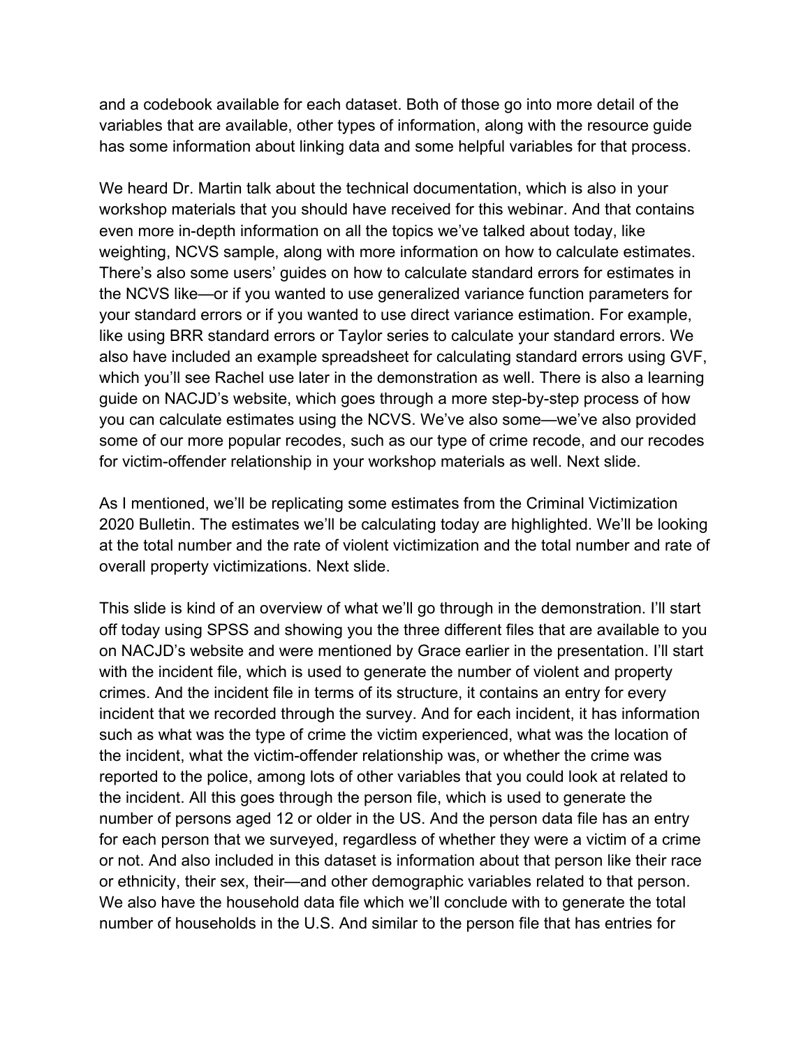and a codebook available for each dataset. Both of those go into more detail of the variables that are available, other types of information, along with the resource guide has some information about linking data and some helpful variables for that process.

We heard Dr. Martin talk about the technical documentation, which is also in your workshop materials that you should have received for this webinar. And that contains even more in-depth information on all the topics we've talked about today, like weighting, NCVS sample, along with more information on how to calculate estimates. There's also some users' guides on how to calculate standard errors for estimates in the NCVS like—or if you wanted to use generalized variance function parameters for your standard errors or if you wanted to use direct variance estimation. For example, like using BRR standard errors or Taylor series to calculate your standard errors. We also have included an example spreadsheet for calculating standard errors using GVF, which you'll see Rachel use later in the demonstration as well. There is also a learning guide on NACJD's website, which goes through a more step-by-step process of how you can calculate estimates using the NCVS. We've also some—we've also provided some of our more popular recodes, such as our type of crime recode, and our recodes for victim-offender relationship in your workshop materials as well. Next slide.

As I mentioned, we'll be replicating some estimates from the Criminal Victimization 2020 Bulletin. The estimates we'll be calculating today are highlighted. We'll be looking at the total number and the rate of violent victimization and the total number and rate of overall property victimizations. Next slide.

This slide is kind of an overview of what we'll go through in the demonstration. I'll start off today using SPSS and showing you the three different files that are available to you on NACJD's website and were mentioned by Grace earlier in the presentation. I'll start with the incident file, which is used to generate the number of violent and property crimes. And the incident file in terms of its structure, it contains an entry for every incident that we recorded through the survey. And for each incident, it has information such as what was the type of crime the victim experienced, what was the location of the incident, what the victim-offender relationship was, or whether the crime was reported to the police, among lots of other variables that you could look at related to the incident. All this goes through the person file, which is used to generate the number of persons aged 12 or older in the US. And the person data file has an entry for each person that we surveyed, regardless of whether they were a victim of a crime or not. And also included in this dataset is information about that person like their race or ethnicity, their sex, their—and other demographic variables related to that person. We also have the household data file which we'll conclude with to generate the total number of households in the U.S. And similar to the person file that has entries for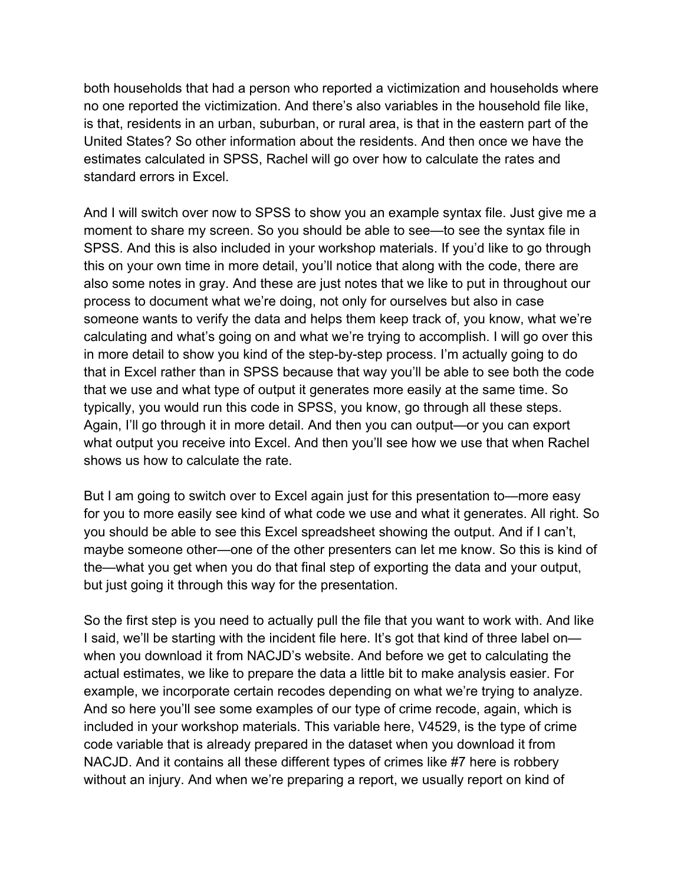both households that had a person who reported a victimization and households where no one reported the victimization. And there's also variables in the household file like, is that, residents in an urban, suburban, or rural area, is that in the eastern part of the United States? So other information about the residents. And then once we have the estimates calculated in SPSS, Rachel will go over how to calculate the rates and standard errors in Excel.

And I will switch over now to SPSS to show you an example syntax file. Just give me a moment to share my screen. So you should be able to see—to see the syntax file in SPSS. And this is also included in your workshop materials. If you'd like to go through this on your own time in more detail, you'll notice that along with the code, there are also some notes in gray. And these are just notes that we like to put in throughout our process to document what we're doing, not only for ourselves but also in case someone wants to verify the data and helps them keep track of, you know, what we're calculating and what's going on and what we're trying to accomplish. I will go over this in more detail to show you kind of the step-by-step process. I'm actually going to do that in Excel rather than in SPSS because that way you'll be able to see both the code that we use and what type of output it generates more easily at the same time. So typically, you would run this code in SPSS, you know, go through all these steps. Again, I'll go through it in more detail. And then you can output—or you can export what output you receive into Excel. And then you'll see how we use that when Rachel shows us how to calculate the rate.

But I am going to switch over to Excel again just for this presentation to—more easy for you to more easily see kind of what code we use and what it generates. All right. So you should be able to see this Excel spreadsheet showing the output. And if I can't, maybe someone other—one of the other presenters can let me know. So this is kind of the—what you get when you do that final step of exporting the data and your output, but just going it through this way for the presentation.

So the first step is you need to actually pull the file that you want to work with. And like I said, we'll be starting with the incident file here. It's got that kind of three label on—when you download it from NACJD's website. And before we get to calculating the actual estimates, we like to prepare the data a little bit to make analysis easier. For example, we incorporate certain recodes depending on what we're trying to analyze. And so here you'll see some examples of our type of crime recode, again, which is included in your workshop materials. This variable here, V4529, is the type of crime code variable that is already prepared in the dataset when you download it from NACJD. And it contains all these different types of crimes like #7 here is robbery without an injury. And when we're preparing a report, we usually report on kind of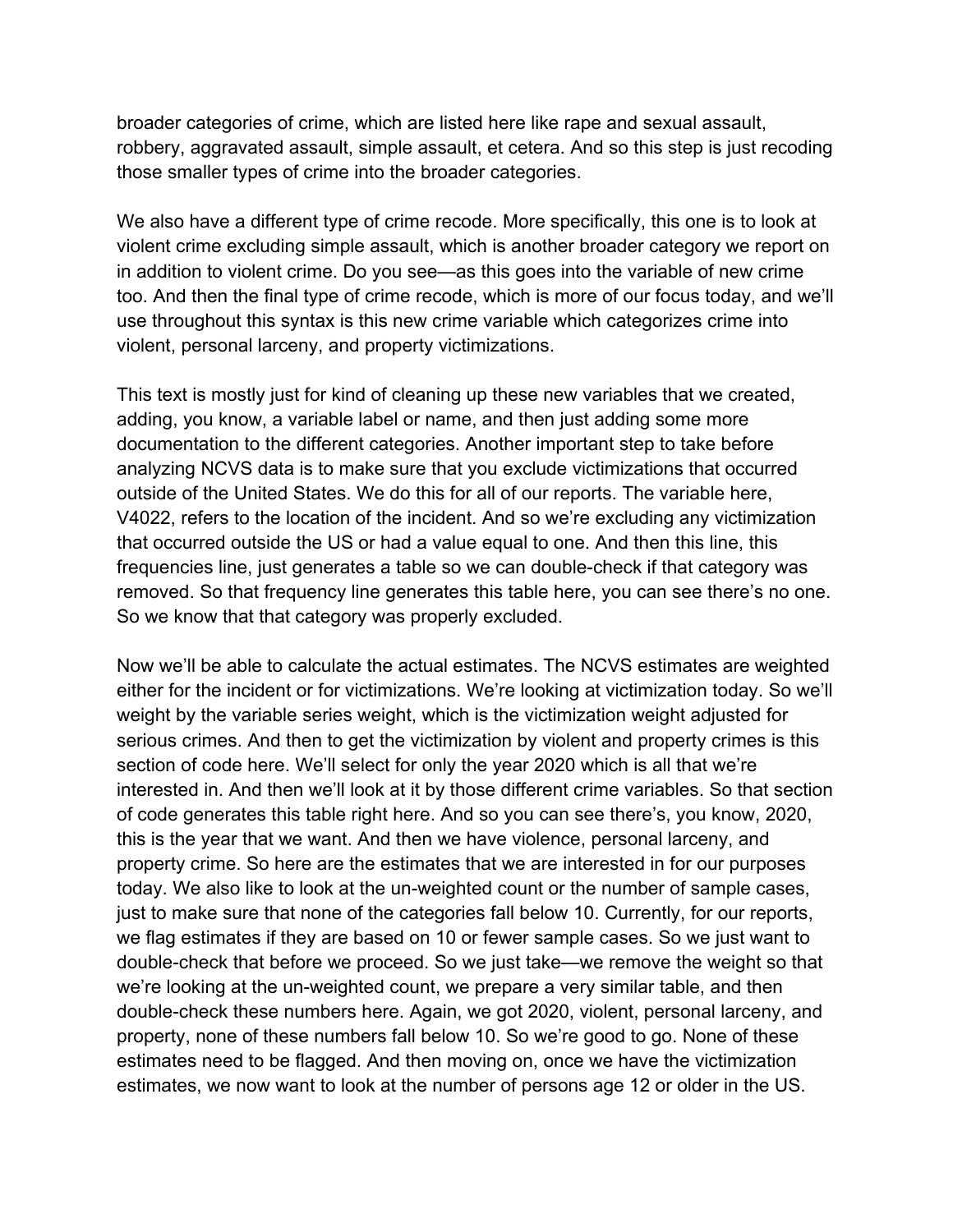broader categories of crime, which are listed here like rape and sexual assault, robbery, aggravated assault, simple assault, et cetera. And so this step is just recoding those smaller types of crime into the broader categories.

We also have a different type of crime recode. More specifically, this one is to look at violent crime excluding simple assault, which is another broader category we report on in addition to violent crime. Do you see—as this goes into the variable of new crime too. And then the final type of crime recode, which is more of our focus today, and we'll use throughout this syntax is this new crime variable which categorizes crime into violent, personal larceny, and property victimizations.

This text is mostly just for kind of cleaning up these new variables that we created, adding, you know, a variable label or name, and then just adding some more documentation to the different categories. Another important step to take before analyzing NCVS data is to make sure that you exclude victimizations that occurred outside of the United States. We do this for all of our reports. The variable here, V4022, refers to the location of the incident. And so we're excluding any victimization that occurred outside the US or had a value equal to one. And then this line, this frequencies line, just generates a table so we can double-check if that category was removed. So that frequency line generates this table here, you can see there's no one. So we know that that category was properly excluded.

Now we'll be able to calculate the actual estimates. The NCVS estimates are weighted either for the incident or for victimizations. We're looking at victimization today. So we'll weight by the variable series weight, which is the victimization weight adjusted for serious crimes. And then to get the victimization by violent and property crimes is this section of code here. We'll select for only the year 2020 which is all that we're interested in. And then we'll look at it by those different crime variables. So that section of code generates this table right here. And so you can see there's, you know, 2020, this is the year that we want. And then we have violence, personal larceny, and property crime. So here are the estimates that we are interested in for our purposes today. We also like to look at the un-weighted count or the number of sample cases, just to make sure that none of the categories fall below 10. Currently, for our reports, we flag estimates if they are based on 10 or fewer sample cases. So we just want to double-check that before we proceed. So we just take—we remove the weight so that we're looking at the un-weighted count, we prepare a very similar table, and then double-check these numbers here. Again, we got 2020, violent, personal larceny, and property, none of these numbers fall below 10. So we're good to go. None of these estimates need to be flagged. And then moving on, once we have the victimization estimates, we now want to look at the number of persons age 12 or older in the US.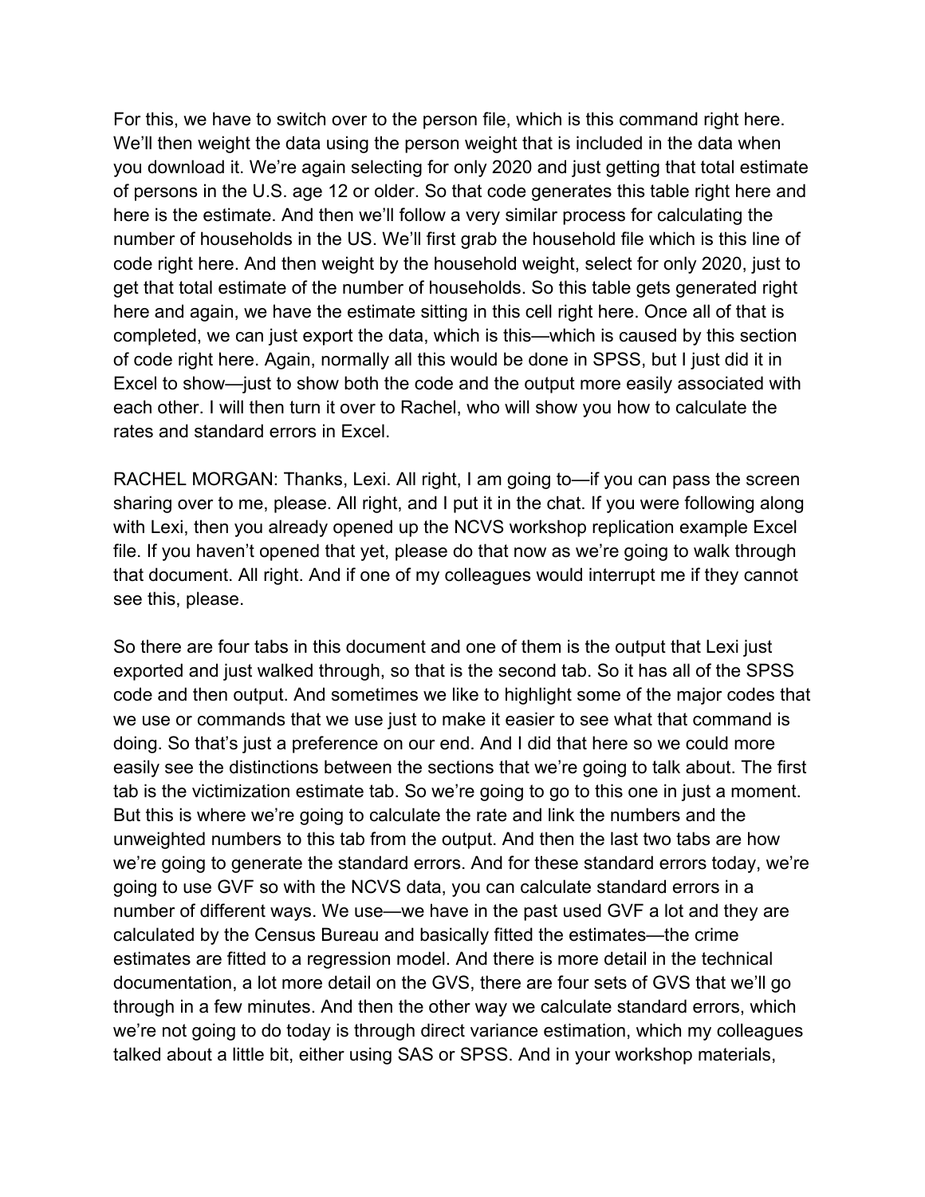For this, we have to switch over to the person file, which is this command right here. We'll then weight the data using the person weight that is included in the data when you download it. We're again selecting for only 2020 and just getting that total estimate of persons in the U.S. age 12 or older. So that code generates this table right here and here is the estimate. And then we'll follow a very similar process for calculating the number of households in the US. We'll first grab the household file which is this line of code right here. And then weight by the household weight, select for only 2020, just to get that total estimate of the number of households. So this table gets generated right here and again, we have the estimate sitting in this cell right here. Once all of that is completed, we can just export the data, which is this—which is caused by this section of code right here. Again, normally all this would be done in SPSS, but I just did it in Excel to show—just to show both the code and the output more easily associated with each other. I will then turn it over to Rachel, who will show you how to calculate the rates and standard errors in Excel.

RACHEL MORGAN: Thanks, Lexi. All right, I am going to—if you can pass the screen sharing over to me, please. All right, and I put it in the chat. If you were following along with Lexi, then you already opened up the NCVS workshop replication example Excel file. If you haven't opened that yet, please do that now as we're going to walk through that document. All right. And if one of my colleagues would interrupt me if they cannot see this, please.

So there are four tabs in this document and one of them is the output that Lexi just exported and just walked through, so that is the second tab. So it has all of the SPSS code and then output. And sometimes we like to highlight some of the major codes that we use or commands that we use just to make it easier to see what that command is doing. So that's just a preference on our end. And I did that here so we could more easily see the distinctions between the sections that we're going to talk about. The first tab is the victimization estimate tab. So we're going to go to this one in just a moment. But this is where we're going to calculate the rate and link the numbers and the unweighted numbers to this tab from the output. And then the last two tabs are how we're going to generate the standard errors. And for these standard errors today, we're going to use GVF so with the NCVS data, you can calculate standard errors in a number of different ways. We use—we have in the past used GVF a lot and they are calculated by the Census Bureau and basically fitted the estimates—the crime estimates are fitted to a regression model. And there is more detail in the technical documentation, a lot more detail on the GVS, there are four sets of GVS that we'll go through in a few minutes. And then the other way we calculate standard errors, which we're not going to do today is through direct variance estimation, which my colleagues talked about a little bit, either using SAS or SPSS. And in your workshop materials,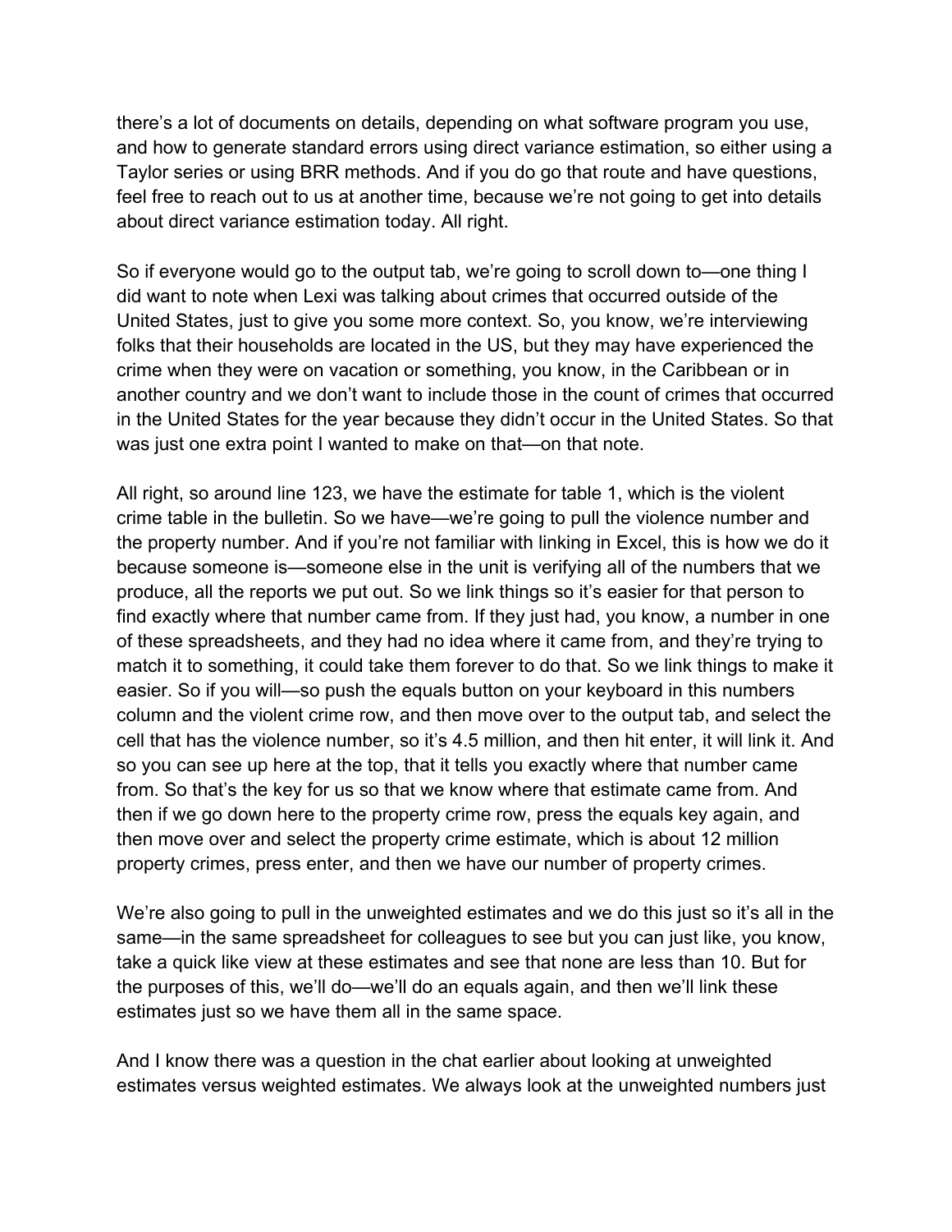there's a lot of documents on details, depending on what software program you use, and how to generate standard errors using direct variance estimation, so either using a Taylor series or using BRR methods. And if you do go that route and have questions, feel free to reach out to us at another time, because we're not going to get into details about direct variance estimation today. All right.

So if everyone would go to the output tab, we're going to scroll down to—one thing I did want to note when Lexi was talking about crimes that occurred outside of the United States, just to give you some more context. So, you know, we're interviewing folks that their households are located in the US, but they may have experienced the crime when they were on vacation or something, you know, in the Caribbean or in another country and we don't want to include those in the count of crimes that occurred in the United States for the year because they didn't occur in the United States. So that was just one extra point I wanted to make on that—on that note.

All right, so around line 123, we have the estimate for table 1, which is the violent crime table in the bulletin. So we have—we're going to pull the violence number and the property number. And if you're not familiar with linking in Excel, this is how we do it because someone is—someone else in the unit is verifying all of the numbers that we produce, all the reports we put out. So we link things so it's easier for that person to find exactly where that number came from. If they just had, you know, a number in one of these spreadsheets, and they had no idea where it came from, and they're trying to match it to something, it could take them forever to do that. So we link things to make it easier. So if you will—so push the equals button on your keyboard in this numbers column and the violent crime row, and then move over to the output tab, and select the cell that has the violence number, so it's 4.5 million, and then hit enter, it will link it. And so you can see up here at the top, that it tells you exactly where that number came from. So that's the key for us so that we know where that estimate came from. And then if we go down here to the property crime row, press the equals key again, and then move over and select the property crime estimate, which is about 12 million property crimes, press enter, and then we have our number of property crimes.

We're also going to pull in the unweighted estimates and we do this just so it's all in the same—in the same spreadsheet for colleagues to see but you can just like, you know, take a quick like view at these estimates and see that none are less than 10. But for the purposes of this, we'll do—we'll do an equals again, and then we'll link these estimates just so we have them all in the same space.

And I know there was a question in the chat earlier about looking at unweighted estimates versus weighted estimates. We always look at the unweighted numbers just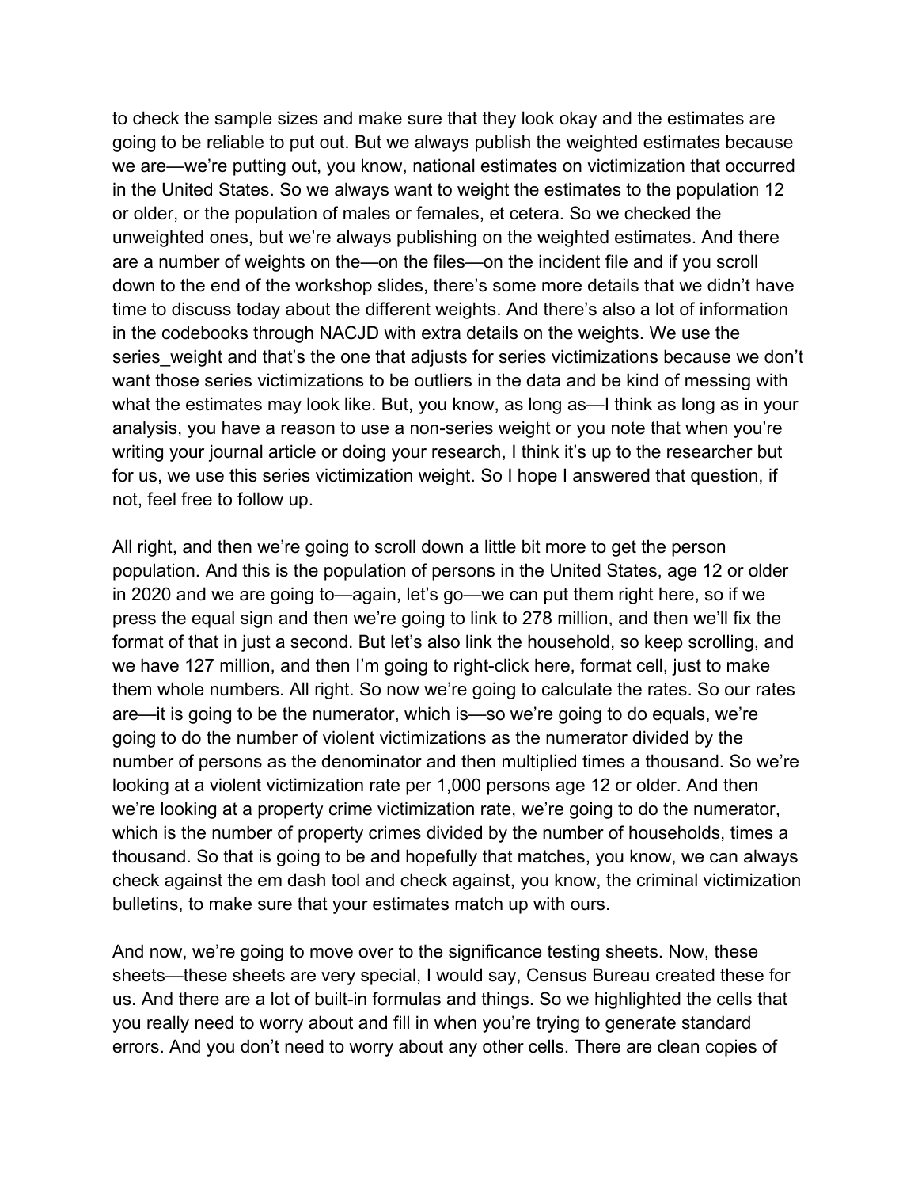to check the sample sizes and make sure that they look okay and the estimates are going to be reliable to put out. But we always publish the weighted estimates because we are—we're putting out, you know, national estimates on victimization that occurred in the United States. So we always want to weight the estimates to the population 12 or older, or the population of males or females, et cetera. So we checked the unweighted ones, but we're always publishing on the weighted estimates. And there are a number of weights on the—on the files—on the incident file and if you scroll down to the end of the workshop slides, there's some more details that we didn't have time to discuss today about the different weights. And there's also a lot of information in the codebooks through NACJD with extra details on the weights. We use the series_weight and that's the one that adjusts for series victimizations because we don't want those series victimizations to be outliers in the data and be kind of messing with what the estimates may look like. But, you know, as long as—I think as long as in your analysis, you have a reason to use a non-series weight or you note that when you're writing your journal article or doing your research, I think it's up to the researcher but for us, we use this series victimization weight. So I hope I answered that question, if not, feel free to follow up.

All right, and then we're going to scroll down a little bit more to get the person population. And this is the population of persons in the United States, age 12 or older in 2020 and we are going to—again, let's go—we can put them right here, so if we press the equal sign and then we're going to link to 278 million, and then we'll fix the format of that in just a second. But let's also link the household, so keep scrolling, and we have 127 million, and then I'm going to right-click here, format cell, just to make them whole numbers. All right. So now we're going to calculate the rates. So our rates are—it is going to be the numerator, which is—so we're going to do equals, we're going to do the number of violent victimizations as the numerator divided by the number of persons as the denominator and then multiplied times a thousand. So we're looking at a violent victimization rate per 1,000 persons age 12 or older. And then we're looking at a property crime victimization rate, we're going to do the numerator, which is the number of property crimes divided by the number of households, times a thousand. So that is going to be and hopefully that matches, you know, we can always check against the em dash tool and check against, you know, the criminal victimization bulletins, to make sure that your estimates match up with ours.

And now, we're going to move over to the significance testing sheets. Now, these sheets—these sheets are very special, I would say, Census Bureau created these for us. And there are a lot of built-in formulas and things. So we highlighted the cells that you really need to worry about and fill in when you're trying to generate standard errors. And you don't need to worry about any other cells. There are clean copies of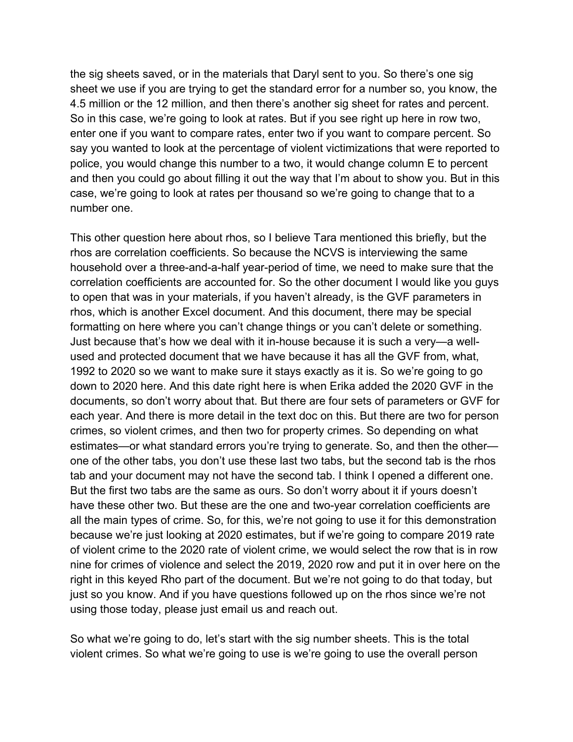the sig sheets saved, or in the materials that Daryl sent to you. So there's one sig sheet we use if you are trying to get the standard error for a number so, you know, the 4.5 million or the 12 million, and then there's another sig sheet for rates and percent. So in this case, we're going to look at rates. But if you see right up here in row two, enter one if you want to compare rates, enter two if you want to compare percent. So say you wanted to look at the percentage of violent victimizations that were reported to police, you would change this number to a two, it would change column E to percent and then you could go about filling it out the way that I'm about to show you. But in this case, we're going to look at rates per thousand so we're going to change that to a number one.

This other question here about rhos, so I believe Tara mentioned this briefly, but the rhos are correlation coefficients. So because the NCVS is interviewing the same household over a three-and-a-half year-period of time, we need to make sure that the correlation coefficients are accounted for. So the other document I would like you guys to open that was in your materials, if you haven't already, is the GVF parameters in rhos, which is another Excel document. And this document, there may be special formatting on here where you can't change things or you can't delete or something. Just because that's how we deal with it in-house because it is such a very—a well-used and protected document that we have because it has all the GVF from, what, 1992 to 2020 so we want to make sure it stays exactly as it is. So we're going to go down to 2020 here. And this date right here is when Erika added the 2020 GVF in the documents, so don't worry about that. But there are four sets of parameters or GVF for each year. And there is more detail in the text doc on this. But there are two for person crimes, so violent crimes, and then two for property crimes. So depending on what estimates—or what standard errors you're trying to generate. So, and then the other—one of the other tabs, you don't use these last two tabs, but the second tab is the rhos tab and your document may not have the second tab. I think I opened a different one. But the first two tabs are the same as ours. So don't worry about it if yours doesn't have these other two. But these are the one and two-year correlation coefficients are all the main types of crime. So, for this, we're not going to use it for this demonstration because we're just looking at 2020 estimates, but if we're going to compare 2019 rate of violent crime to the 2020 rate of violent crime, we would select the row that is in row nine for crimes of violence and select the 2019, 2020 row and put it in over here on the right in this keyed Rho part of the document. But we're not going to do that today, but just so you know. And if you have questions followed up on the rhos since we're not using those today, please just email us and reach out.

So what we're going to do, let's start with the sig number sheets. This is the total violent crimes. So what we're going to use is we're going to use the overall person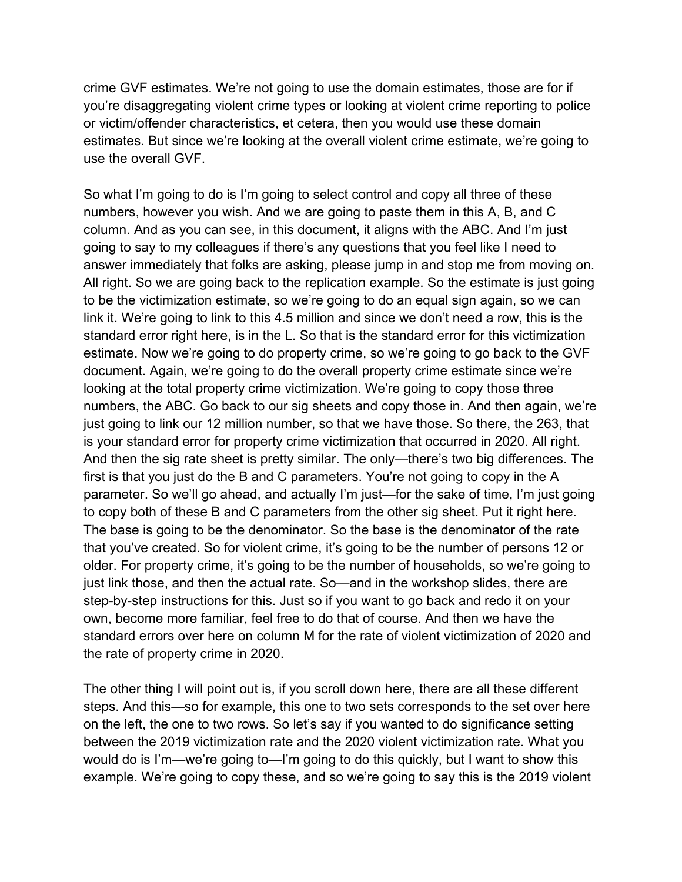crime GVF estimates. We're not going to use the domain estimates, those are for if you're disaggregating violent crime types or looking at violent crime reporting to police or victim/offender characteristics, et cetera, then you would use these domain estimates. But since we're looking at the overall violent crime estimate, we're going to use the overall GVF.

So what I'm going to do is I'm going to select control and copy all three of these numbers, however you wish. And we are going to paste them in this A, B, and C column. And as you can see, in this document, it aligns with the ABC. And I'm just going to say to my colleagues if there's any questions that you feel like I need to answer immediately that folks are asking, please jump in and stop me from moving on. All right. So we are going back to the replication example. So the estimate is just going to be the victimization estimate, so we're going to do an equal sign again, so we can link it. We're going to link to this 4.5 million and since we don't need a row, this is the standard error right here, is in the L. So that is the standard error for this victimization estimate. Now we're going to do property crime, so we're going to go back to the GVF document. Again, we're going to do the overall property crime estimate since we're looking at the total property crime victimization. We're going to copy those three numbers, the ABC. Go back to our sig sheets and copy those in. And then again, we're just going to link our 12 million number, so that we have those. So there, the 263, that is your standard error for property crime victimization that occurred in 2020. All right. And then the sig rate sheet is pretty similar. The only—there's two big differences. The first is that you just do the B and C parameters. You're not going to copy in the A parameter. So we'll go ahead, and actually I'm just—for the sake of time, I'm just going to copy both of these B and C parameters from the other sig sheet. Put it right here. The base is going to be the denominator. So the base is denominator of the rate that you've created. So for violent crime, it's going to be the number of persons 12 or older. For property crime, it's going to be the number of households, so we're going to just link those, and then the actual rate. So—and in the workshop slides, there are step-by-step instructions for this. Just so if you want to go back and redo it on your own, become more familiar, feel free to do that of course. And then we have the standard errors over here on column M for the rate of violent victimization of 2020 and the rate of property crime in 2020.

The other thing I will point out is, if you scroll down here, there are all these different steps. And this—so for example, this one to two sets corresponds to the set over here on the left, the one to two rows. So let's say if you wanted to do significance setting between the 2019 victimization rate and the 2020 violent victimization rate. What you would do is I'm—we're going to—I'm going to do this quickly, but I want to show this example. We're going to copy these, and so we're going to say this is the 2019 violent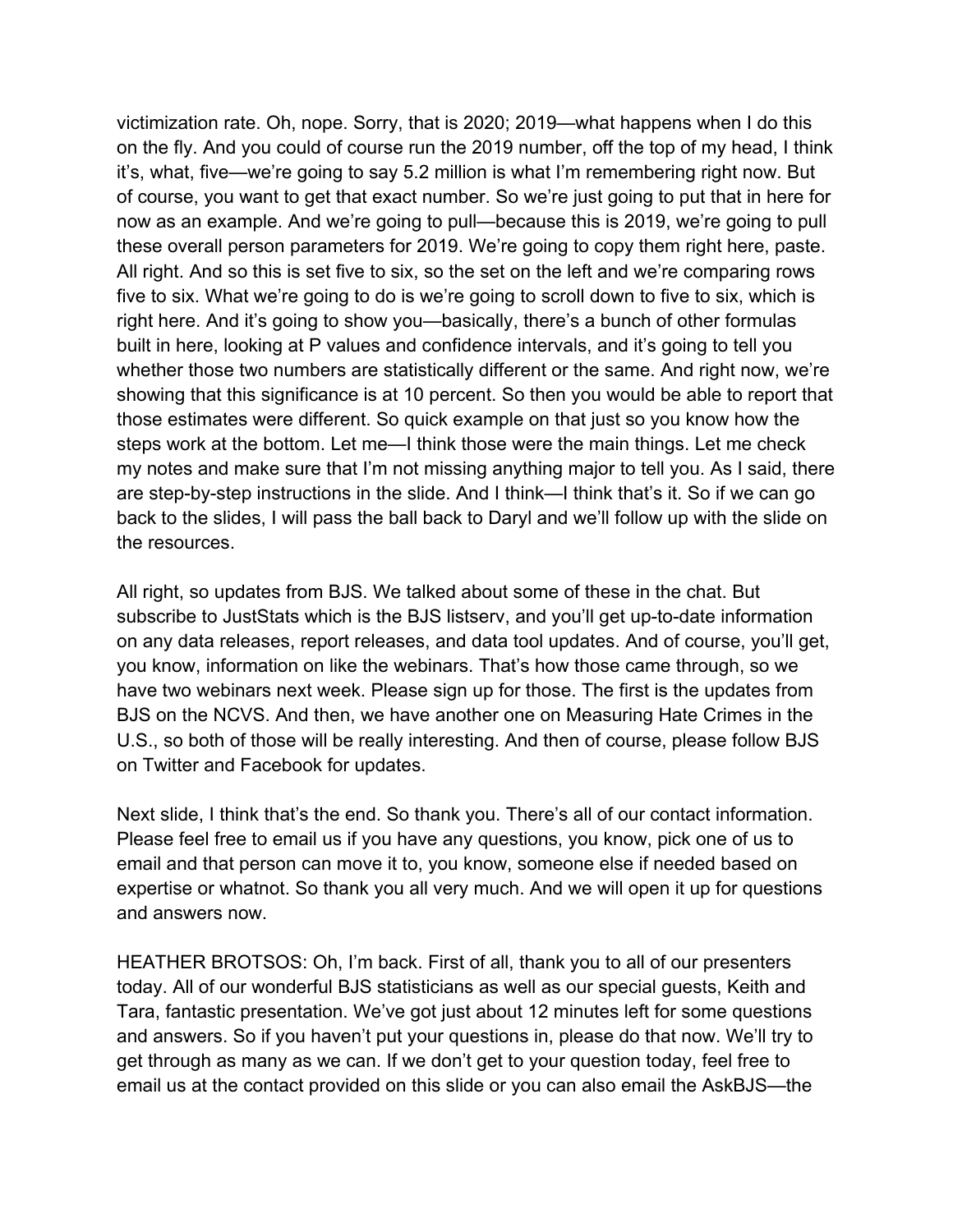victimization rate. Oh, nope. Sorry, that is 2020; 2019—what happens when I do this on the fly. And you could of course run the 2019 number, off the top of my head, I think it's, what, five—we're going to say 5.2 million is what I'm remembering right now. But of course, you want to get that exact number. So we're just going to put that in here for now as an example. And we're going to pull—because this is 2019, we're going to pull these overall person parameters for 2019. We're going to copy them right here, paste. All right. And so this is set five to six, so the set on the left and we're comparing rows five to six. What we're going to do is we're going to scroll down to five to six, which is right here. And it's going to show you—basically, there's a bunch of other formulas built in here, looking at P values and confidence intervals, and it's going to tell you whether those two numbers are statistically different or the same. And right now, we're showing that this significance is at 10 percent. So then you would be able to report that those estimates were different. So quick example on that just so you know how the steps work at the bottom. Let me—I think those were the main things. Let me check my notes and make sure that I'm not missing anything major to tell you. As I said, there are step-by-step instructions in the slide. And I think—I think that's it. So if we can go back to the slides, I will pass the ball back to Daryl and we'll follow up with the slide on the resources.

All right, so updates from BJS. We talked about some of these in the chat. But subscribe to JustStats which is the BJS listserv, and you'll get up-to-date information on any data releases, report releases, and data tool updates. And of course, you'll get, you know, information on like the webinars. That's how those came through, so we have two webinars next week. Please sign up for those. The first is the updates from BJS on the NCVS. And then, we have another one on Measuring Hate Crimes in the U.S., so both of those will be really interesting. And then of course, please follow BJS on Twitter and Facebook for updates.

Next slide, I think that's the end. So thank you. There's all of our contact information. Please feel free to email us if you have any questions, you know, pick one of us to email and that person can move it to, you know, someone else if needed based on expertise or whatnot. So thank you all very much. And we will open it up for questions and answers now.

HEATHER BROTSOS: Oh, I'm back. First of all, thank you to all of our presenters today. All of our wonderful BJS statisticians as well as our special guests, Keith and Tara, fantastic presentation. We've got just about 12 minutes left for some questions and answers. So if you haven't put your questions in, please do that now. We'll try to get through as many as we can. If we don't get to your question today, feel free to email us at the contact provided on this slide or you can also email the AskBJS—the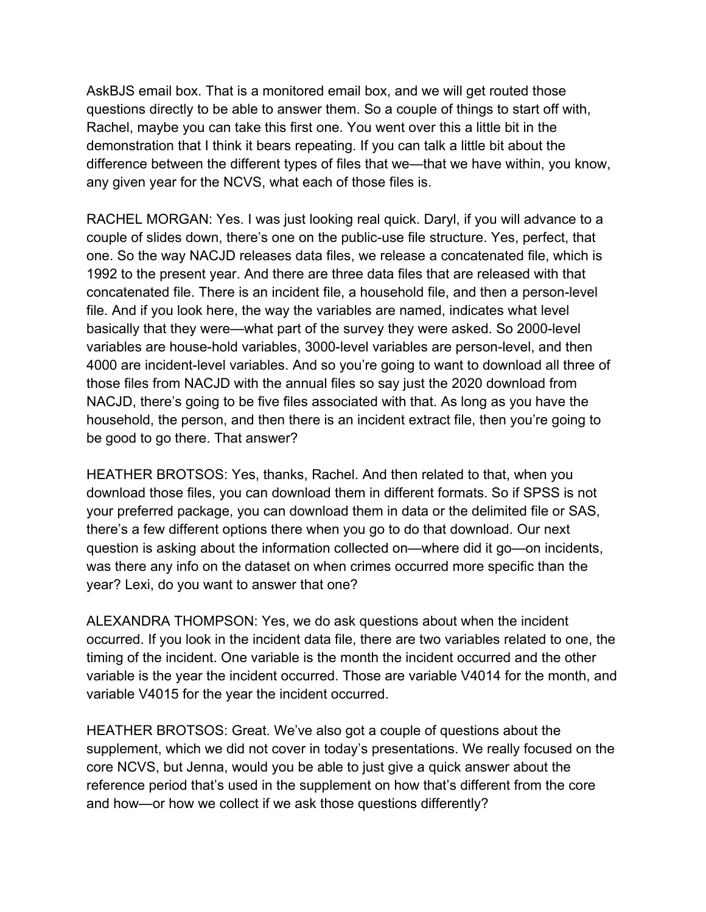AskBJS email box. That is a monitored email box, and we will get routed those questions directly to be able to answer them. So a couple of things to start off with, Rachel, maybe you can take this first one. You went over this a little bit in the demonstration that I think it bears repeating. If you can talk a little bit about the difference between the different types of files that we—that we have within, you know, any given year for the NCVS, what each of those files is.

RACHEL MORGAN: Yes. I was just looking real quick. Daryl, if you will advance to a couple of slides down, there's one on the public-use file structure. Yes, perfect, that one. So the way NACJD releases data files, we release a concatenated file, which is 1992 to the present year. And there are three data files that are released with that concatenated file. There is an incident file, a household file, and then a person-level file. And if you look here, the way the variables are named, indicates what level basically that they were—what part of the survey they were asked. So 2000-level variables are house-hold variables, 3000-level variables are person-level, and then 4000 are incident-level variables. And so you're going to want to download all three of those files from NACJD with the annual files so say just the 2020 download from NACJD, there's going to be five files associated with that. As long as you have the household, the person, and then there is an incident extract file, then you're going to be good to go there. That answer?

HEATHER BROTSOS: Yes, thanks, Rachel. And then related to that, when you download those files, you can download them in different formats. So if SPSS is not your preferred package, you can download them in data or the delimited file or SAS, there's a few different options there when you go to do that download. Our next question is asking about the information collected on—where did it go—on incidents, was there any info on the dataset on when crimes occurred more specific than the year? Lexi, do you want to answer that one?

ALEXANDRA THOMPSON: Yes, we do ask questions about when the incident occurred. If you look in the incident data file, there are two variables related to one, the timing of the incident. One variable is the month the incident occurred and the other variable is the year the incident occurred. Those are variable V4014 for the month, and variable V4015 for the year the incident occurred.

HEATHER BROTSOS: Great. We've also got a couple of questions about the supplement, which we did not cover in today's presentations. We really focused on the core NCVS, but Jenna, would you be able to just give a quick answer about the reference period that's used in the supplement on how that's different from the core and how—or how we collect if we ask those questions differently?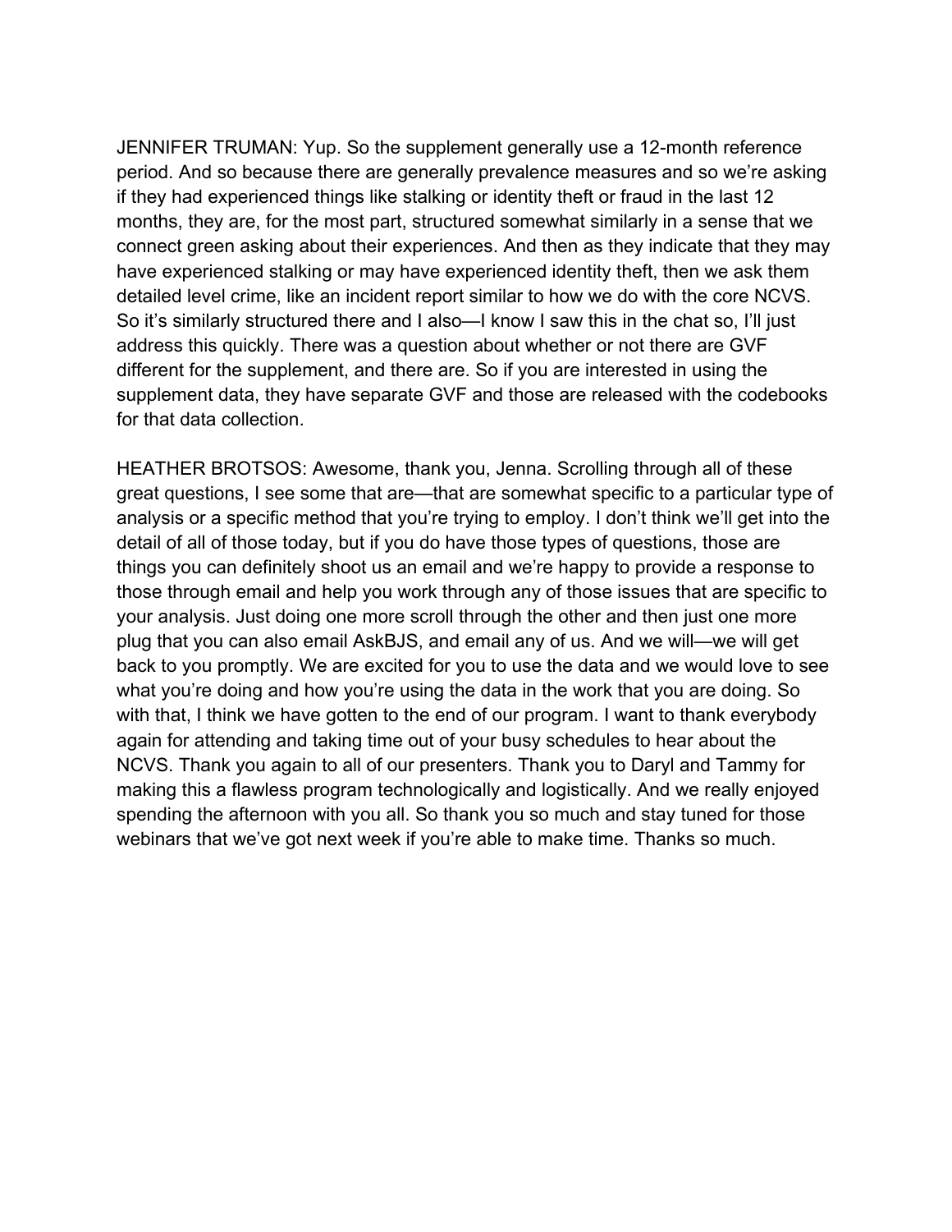JENNIFER TRUMAN: Yup. So the supplement generally use a 12-month reference period. And so because there are generally prevalence measures and so we're asking if they had experienced things like stalking or identity theft or fraud in the last 12 months, they are, for the most part, structured somewhat similarly in a sense that we connect green asking about their experiences. And then as they indicate that they may have experienced stalking or may have experienced identity theft, then we ask them detailed level crime, like an incident report similar to how we do with the core NCVS. So it's similarly structured there and I also—I know I saw this in the chat so, I'll just address this quickly. There was a question about whether or not there are GVF different for the supplement, and there are. So if you are interested in using the supplement data, they have separate GVF and those are released with the codebooks for that data collection.

HEATHER BROTSOS: Awesome, thank you, Jenna. Scrolling through all of these great questions, I see some that are—that are somewhat specific to a particular type of analysis or a specific method that you're trying to employ. I don't think we'll get into the detail of all of those today, but if you do have those types of questions, those are things you can definitely shoot us an email and we're happy to provide a response to those through email and help you work through any of those issues that are specific to your analysis. Just doing one more scroll through the other and then just one more plug that you can also email AskBJS, and email any of us. And we will—we will get back to you promptly. We are excited for you to use the data and we would love to see what you're doing and how you're using the data in the work that you are doing. So with that, I think we have gotten to the end of our program. I want to thank everybody again for attending and taking time out of your busy schedules to hear about the NCVS. Thank you again to all of our presenters. Thank you to Daryl and Tammy for making this a flawless program technologically and logistically. And we really enjoyed spending the afternoon with you all. So thank you so much and stay tuned for those webinars that we've got next week if you're able to make time. Thanks so much.